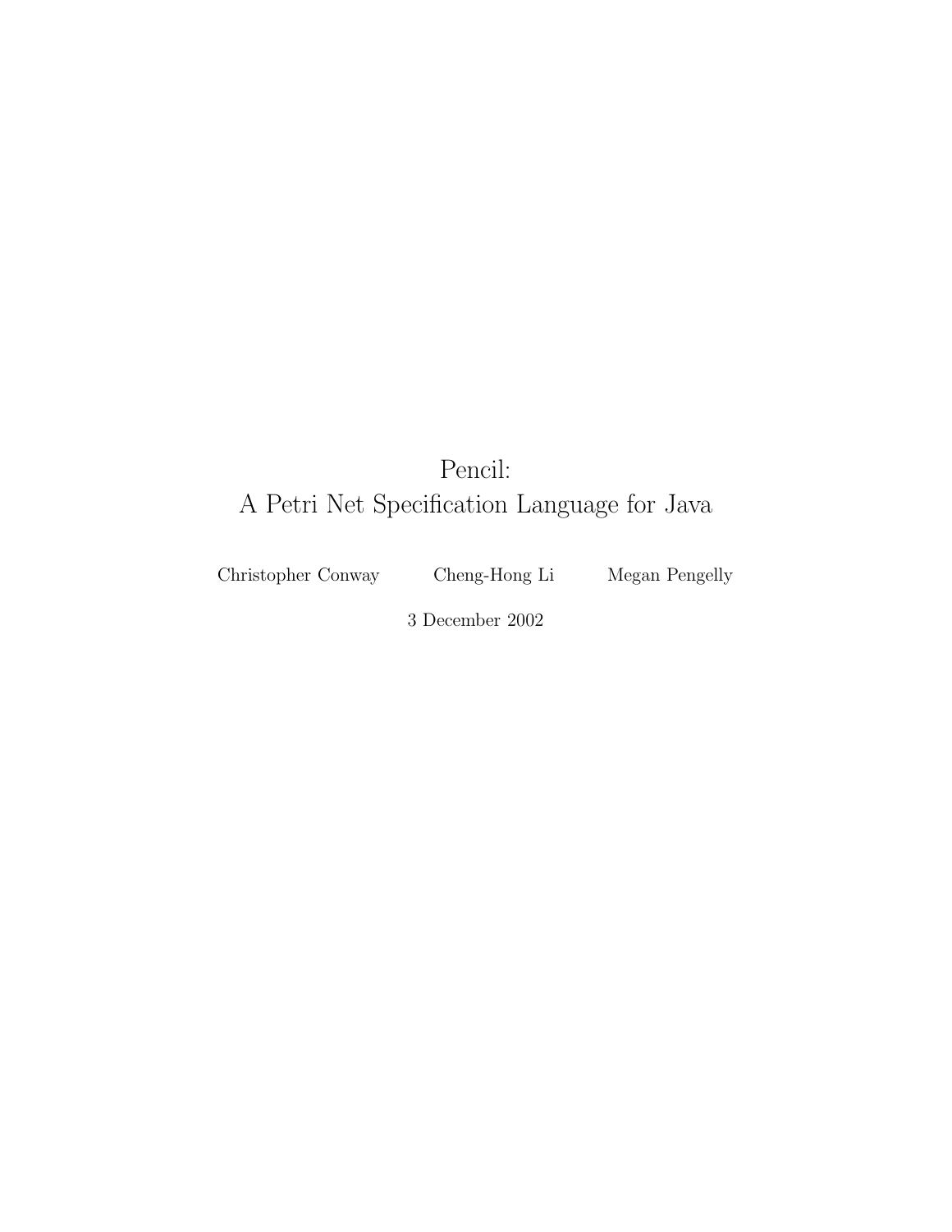# Pencil:
# A Petri Net Specification Language for Java

Christopher Conway Cheng-Hong Li Megan Pengelly

3 December 2002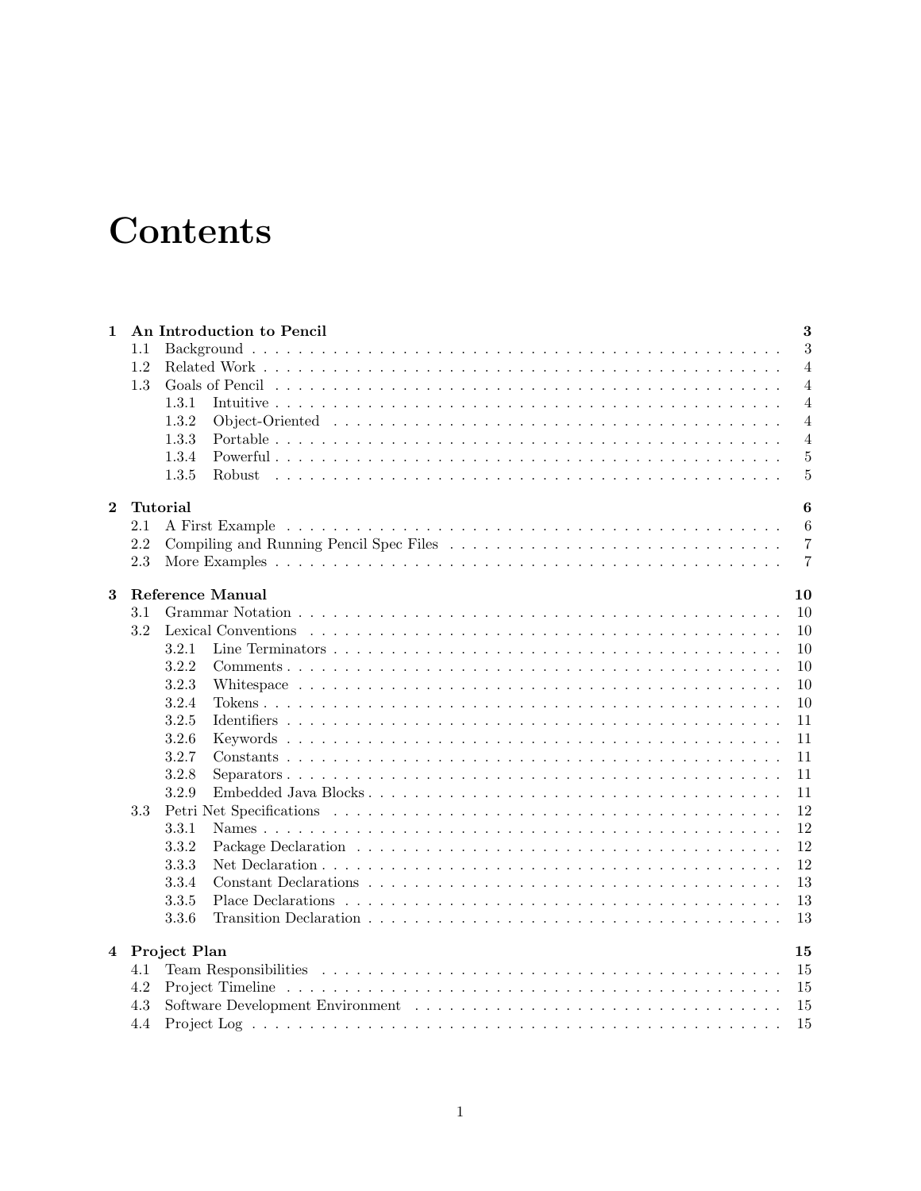# Contents

**1 An Introduction to Pencil** **3**
- 1.1 Background . . . 3
- 1.2 Related Work . . . 4
- 1.3 Goals of Pencil . . . 4
  - 1.3.1 Intuitive . . . 4
  - 1.3.2 Object-Oriented . . . 4
  - 1.3.3 Portable . . . 4
  - 1.3.4 Powerful . . . 5
  - 1.3.5 Robust . . . 5

**2 Tutorial** **6**
- 2.1 A First Example . . . 6
- 2.2 Compiling and Running Pencil Spec Files . . . 7
- 2.3 More Examples . . . 7

**3 Reference Manual** **10**
- 3.1 Grammar Notation . . . 10
- 3.2 Lexical Conventions . . . 10
  - 3.2.1 Line Terminators . . . 10
  - 3.2.2 Comments . . . 10
  - 3.2.3 Whitespace . . . 10
  - 3.2.4 Tokens . . . 10
  - 3.2.5 Identifiers . . . 11
  - 3.2.6 Keywords . . . 11
  - 3.2.7 Constants . . . 11
  - 3.2.8 Separators . . . 11
  - 3.2.9 Embedded Java Blocks . . . 11
- 3.3 Petri Net Specifications . . . 12
  - 3.3.1 Names . . . 12
  - 3.3.2 Package Declaration . . . 12
  - 3.3.3 Net Declaration . . . 12
  - 3.3.4 Constant Declarations . . . 13
  - 3.3.5 Place Declarations . . . 13
  - 3.3.6 Transition Declaration . . . 13

**4 Project Plan** **15**
- 4.1 Team Responsibilities . . . 15
- 4.2 Project Timeline . . . 15
- 4.3 Software Development Environment . . . 15
- 4.4 Project Log . . . 15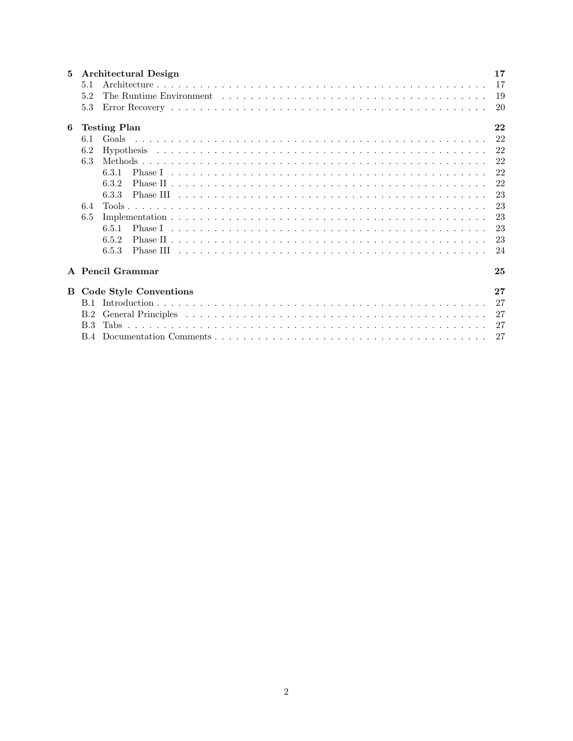**5 Architectural Design** 17
- 5.1 Architecture 17
- 5.2 The Runtime Environment 19
- 5.3 Error Recovery 20

**6 Testing Plan** 22
- 6.1 Goals 22
- 6.2 Hypothesis 22
- 6.3 Methods 22
  - 6.3.1 Phase I 22
  - 6.3.2 Phase II 22
  - 6.3.3 Phase III 23
- 6.4 Tools 23
- 6.5 Implementation 23
  - 6.5.1 Phase I 23
  - 6.5.2 Phase II 23
  - 6.5.3 Phase III 24

**A Pencil Grammar** 25

**B Code Style Conventions** 27
- B.1 Introduction 27
- B.2 General Principles 27
- B.3 Tabs 27
- B.4 Documentation Comments 27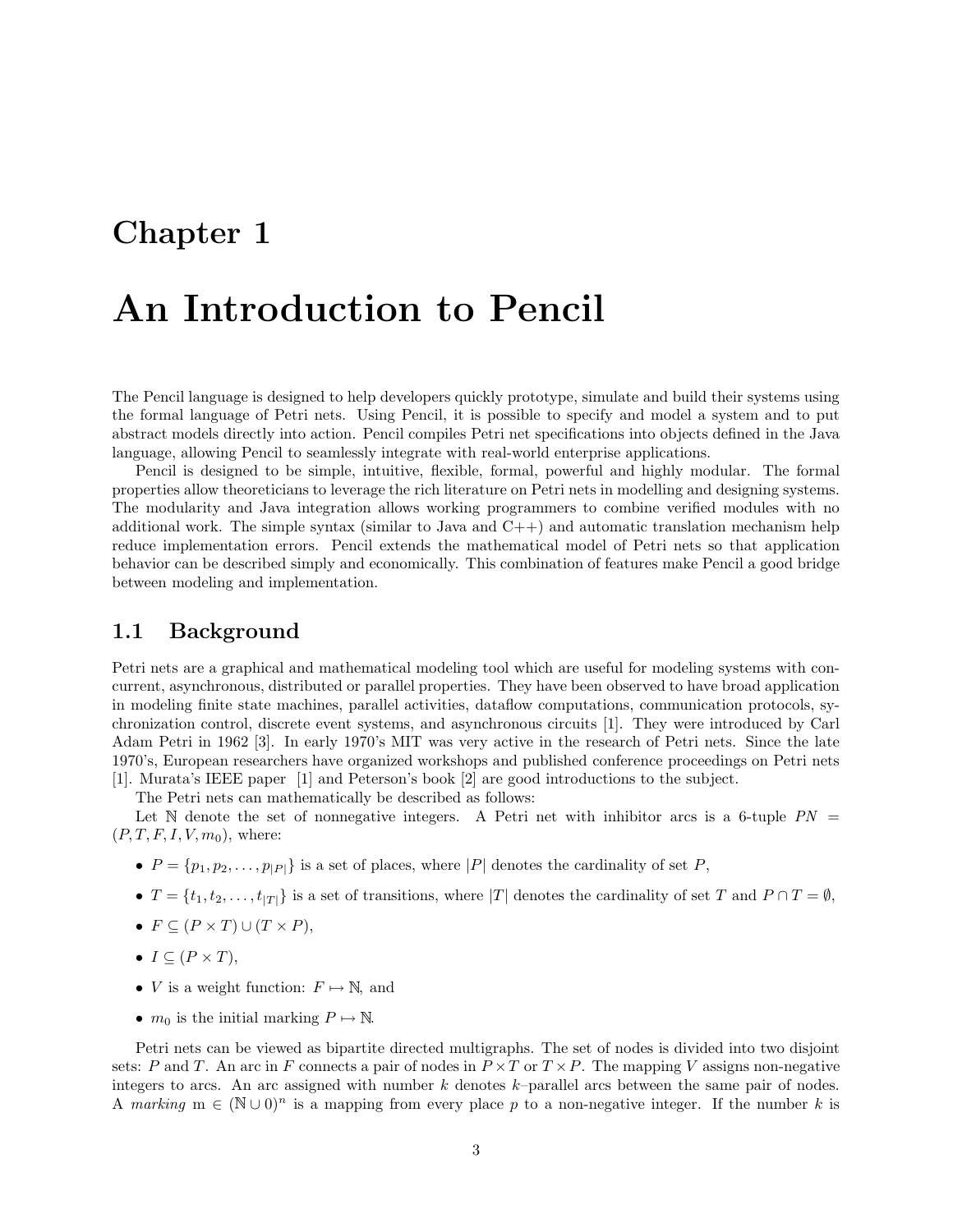# Chapter 1

# An Introduction to Pencil

The Pencil language is designed to help developers quickly prototype, simulate and build their systems using the formal language of Petri nets. Using Pencil, it is possible to specify and model a system and to put abstract models directly into action. Pencil compiles Petri net specifications into objects defined in the Java language, allowing Pencil to seamlessly integrate with real-world enterprise applications.

Pencil is designed to be simple, intuitive, flexible, formal, powerful and highly modular. The formal properties allow theoreticians to leverage the rich literature on Petri nets in modelling and designing systems. The modularity and Java integration allows working programmers to combine verified modules with no additional work. The simple syntax (similar to Java and C++) and automatic translation mechanism help reduce implementation errors. Pencil extends the mathematical model of Petri nets so that application behavior can be described simply and economically. This combination of features make Pencil a good bridge between modeling and implementation.

## 1.1 Background

Petri nets are a graphical and mathematical modeling tool which are useful for modeling systems with concurrent, asynchronous, distributed or parallel properties. They have been observed to have broad application in modeling finite state machines, parallel activities, dataflow computations, communication protocols, sychronization control, discrete event systems, and asynchronous circuits [1]. They were introduced by Carl Adam Petri in 1962 [3]. In early 1970's MIT was very active in the research of Petri nets. Since the late 1970's, European researchers have organized workshops and published conference proceedings on Petri nets [1]. Murata's IEEE paper [1] and Peterson's book [2] are good introductions to the subject.

The Petri nets can mathematically be described as follows:

Let $\mathbb{N}$ denote the set of nonnegative integers. A Petri net with inhibitor arcs is a 6-tuple $PN = (P, T, F, I, V, m_0)$, where:

- $P = \{p_1, p_2, \ldots, p_{|P|}\}$ is a set of places, where $|P|$ denotes the cardinality of set $P$,
- $T = \{t_1, t_2, \ldots, t_{|T|}\}$ is a set of transitions, where $|T|$ denotes the cardinality of set $T$ and $P \cap T = \emptyset$,
- $F \subseteq (P \times T) \cup (T \times P)$,
- $I \subseteq (P \times T)$,
- $V$ is a weight function: $F \mapsto \mathbb{N}$, and
- $m_0$ is the initial marking $P \mapsto \mathbb{N}$.

Petri nets can be viewed as bipartite directed multigraphs. The set of nodes is divided into two disjoint sets: $P$ and $T$. An arc in $F$ connects a pair of nodes in $P \times T$ or $T \times P$. The mapping $V$ assigns non-negative integers to arcs. An arc assigned with number $k$ denotes $k$–parallel arcs between the same pair of nodes. A *marking* m $\in (\mathbb{N} \cup 0)^n$ is a mapping from every place $p$ to a non-negative integer. If the number $k$ is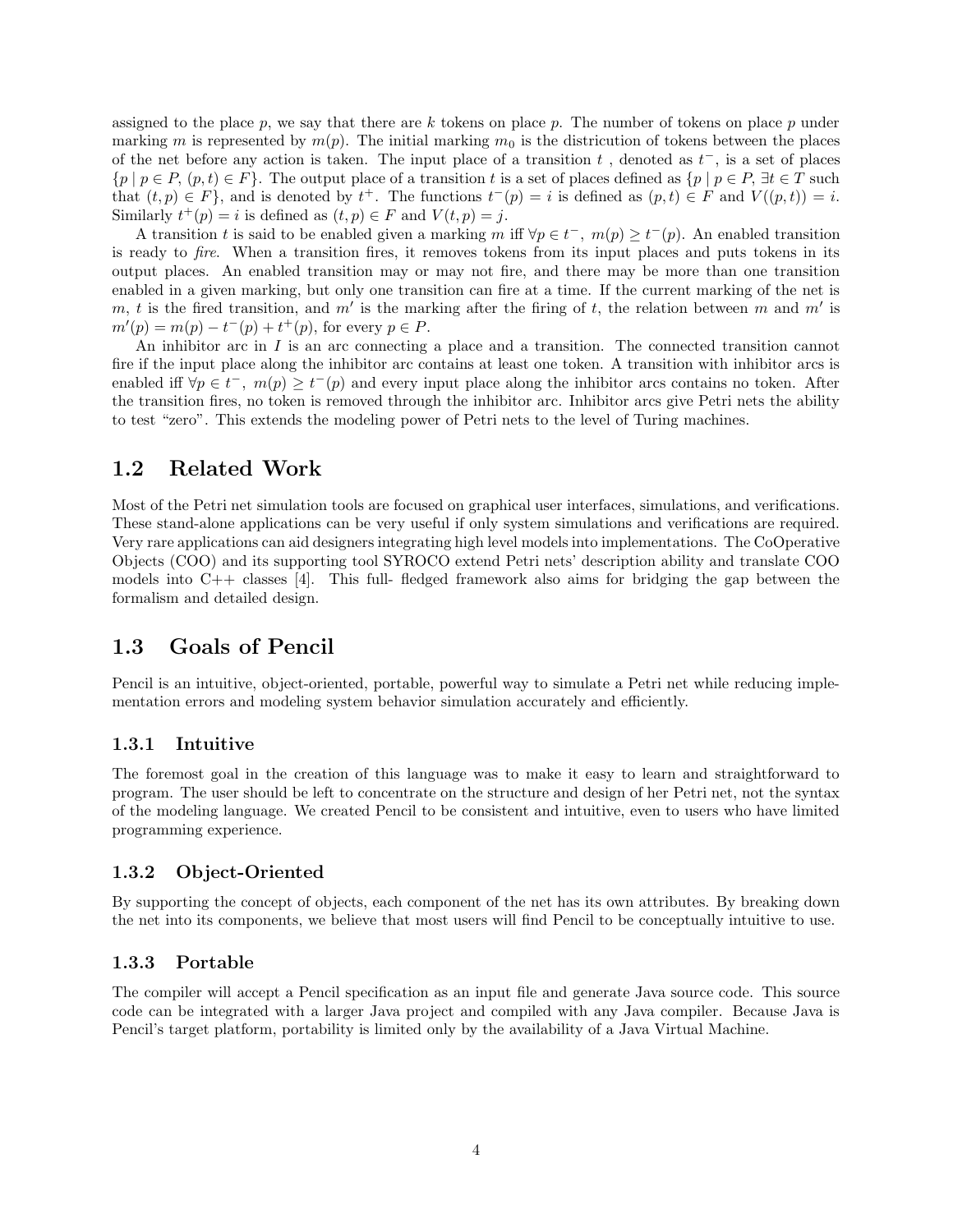assigned to the place $p$, we say that there are $k$ tokens on place $p$. The number of tokens on place $p$ under marking $m$ is represented by $m(p)$. The initial marking $m_0$ is the districution of tokens between the places of the net before any action is taken. The input place of a transition $t$ , denoted as $t^-$, is a set of places $\{p \mid p \in P, (p,t) \in F\}$. The output place of a transition $t$ is a set of places defined as $\{p \mid p \in P, \exists t \in T$ such that $(t,p) \in F\}$, and is denoted by $t^+$. The functions $t^-(p) = i$ is defined as $(p,t) \in F$ and $V((p,t)) = i$. Similarly $t^+(p) = i$ is defined as $(t,p) \in F$ and $V(t,p) = j$.

A transition $t$ is said to be enabled given a marking $m$ iff $\forall p \in t^-,\ m(p) \geq t^-(p)$. An enabled transition is ready to *fire*. When a transition fires, it removes tokens from its input places and puts tokens in its output places. An enabled transition may or may not fire, and there may be more than one transition enabled in a given marking, but only one transition can fire at a time. If the current marking of the net is $m$, $t$ is the fired transition, and $m'$ is the marking after the firing of $t$, the relation between $m$ and $m'$ is $m'(p) = m(p) - t^-(p) + t^+(p)$, for every $p \in P$.

An inhibitor arc in $I$ is an arc connecting a place and a transition. The connected transition cannot fire if the input place along the inhibitor arc contains at least one token. A transition with inhibitor arcs is enabled iff $\forall p \in t^-,\ m(p) \geq t^-(p)$ and every input place along the inhibitor arcs contains no token. After the transition fires, no token is removed through the inhibitor arc. Inhibitor arcs give Petri nets the ability to test "zero". This extends the modeling power of Petri nets to the level of Turing machines.

## 1.2 Related Work

Most of the Petri net simulation tools are focused on graphical user interfaces, simulations, and verifications. These stand-alone applications can be very useful if only system simulations and verifications are required. Very rare applications can aid designers integrating high level models into implementations. The CoOperative Objects (COO) and its supporting tool SYROCO extend Petri nets' description ability and translate COO models into C++ classes [4]. This full- fledged framework also aims for bridging the gap between the formalism and detailed design.

## 1.3 Goals of Pencil

Pencil is an intuitive, object-oriented, portable, powerful way to simulate a Petri net while reducing implementation errors and modeling system behavior simulation accurately and efficiently.

### 1.3.1 Intuitive

The foremost goal in the creation of this language was to make it easy to learn and straightforward to program. The user should be left to concentrate on the structure and design of her Petri net, not the syntax of the modeling language. We created Pencil to be consistent and intuitive, even to users who have limited programming experience.

### 1.3.2 Object-Oriented

By supporting the concept of objects, each component of the net has its own attributes. By breaking down the net into its components, we believe that most users will find Pencil to be conceptually intuitive to use.

### 1.3.3 Portable

The compiler will accept a Pencil specification as an input file and generate Java source code. This source code can be integrated with a larger Java project and compiled with any Java compiler. Because Java is Pencil's target platform, portability is limited only by the availability of a Java Virtual Machine.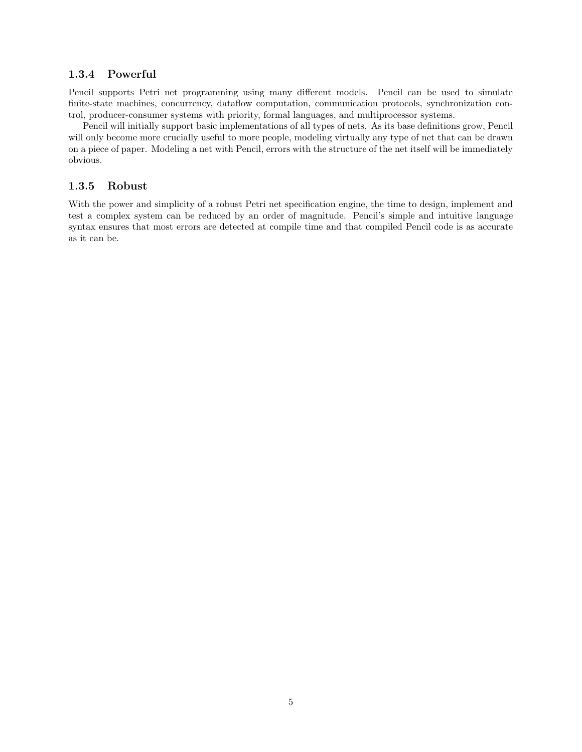### 1.3.4 Powerful

Pencil supports Petri net programming using many different models. Pencil can be used to simulate finite-state machines, concurrency, dataflow computation, communication protocols, synchronization control, producer-consumer systems with priority, formal languages, and multiprocessor systems.

Pencil will initially support basic implementations of all types of nets. As its base definitions grow, Pencil will only become more crucially useful to more people, modeling virtually any type of net that can be drawn on a piece of paper. Modeling a net with Pencil, errors with the structure of the net itself will be immediately obvious.

### 1.3.5 Robust

With the power and simplicity of a robust Petri net specification engine, the time to design, implement and test a complex system can be reduced by an order of magnitude. Pencil's simple and intuitive language syntax ensures that most errors are detected at compile time and that compiled Pencil code is as accurate as it can be.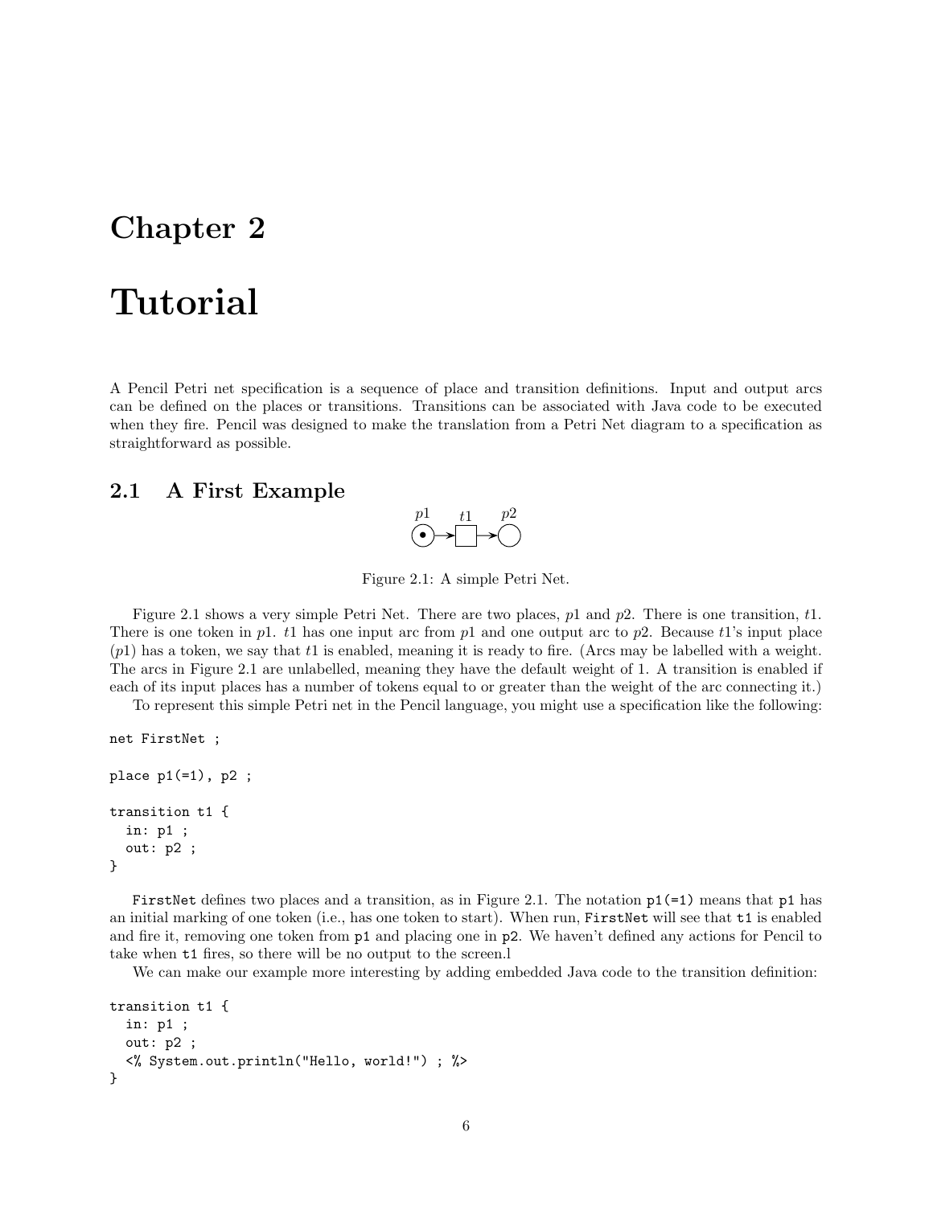# Chapter 2

# Tutorial

A Pencil Petri net specification is a sequence of place and transition definitions. Input and output arcs can be defined on the places or transitions. Transitions can be associated with Java code to be executed when they fire. Pencil was designed to make the translation from a Petri Net diagram to a specification as straightforward as possible.

## 2.1 A First Example

Figure 2.1: A simple Petri Net.

Figure 2.1 shows a very simple Petri Net. There are two places, $p1$ and $p2$. There is one transition, $t1$. There is one token in $p1$. $t1$ has one input arc from $p1$ and one output arc to $p2$. Because $t1$'s input place ($p1$) has a token, we say that $t1$ is enabled, meaning it is ready to fire. (Arcs may be labelled with a weight. The arcs in Figure 2.1 are unlabelled, meaning they have the default weight of 1. A transition is enabled if each of its input places has a number of tokens equal to or greater than the weight of the arc connecting it.)

To represent this simple Petri net in the Pencil language, you might use a specification like the following:

```
net FirstNet ;

place p1(=1), p2 ;

transition t1 {
  in: p1 ;
  out: p2 ;
}
```

`FirstNet` defines two places and a transition, as in Figure 2.1. The notation `p1(=1)` means that `p1` has an initial marking of one token (i.e., has one token to start). When run, `FirstNet` will see that `t1` is enabled and fire it, removing one token from `p1` and placing one in `p2`. We haven't defined any actions for Pencil to take when `t1` fires, so there will be no output to the screen.l

We can make our example more interesting by adding embedded Java code to the transition definition:

```
transition t1 {
  in: p1 ;
  out: p2 ;
  <% System.out.println("Hello, world!") ; %>
}
```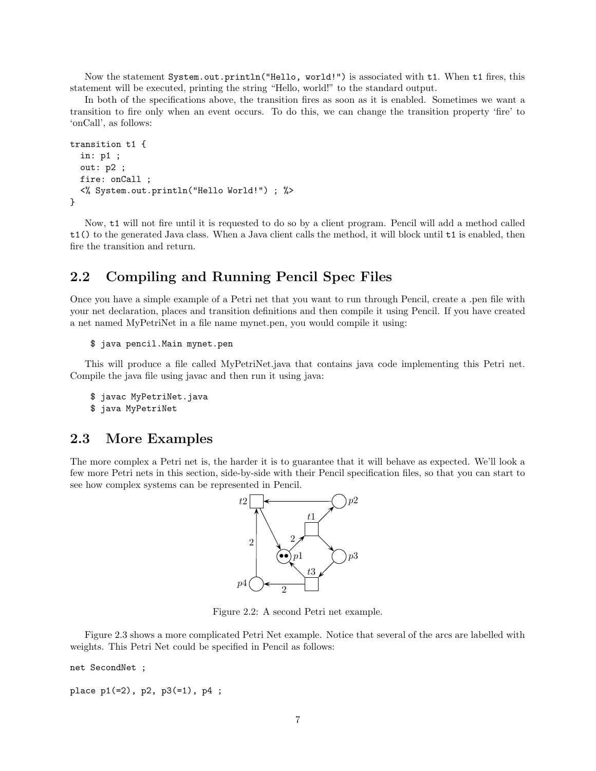Now the statement `System.out.println("Hello, world!")` is associated with `t1`. When `t1` fires, this statement will be executed, printing the string "Hello, world!" to the standard output.

In both of the specifications above, the transition fires as soon as it is enabled. Sometimes we want a transition to fire only when an event occurs. To do this, we can change the transition property 'fire' to 'onCall', as follows:

```
transition t1 {
  in: p1 ;
  out: p2 ;
  fire: onCall ;
  <% System.out.println("Hello World!") ; %>
}
```

Now, `t1` will not fire until it is requested to do so by a client program. Pencil will add a method called `t1()` to the generated Java class. When a Java client calls the method, it will block until `t1` is enabled, then fire the transition and return.

## 2.2 Compiling and Running Pencil Spec Files

Once you have a simple example of a Petri net that you want to run through Pencil, create a .pen file with your net declaration, places and transition definitions and then compile it using Pencil. If you have created a net named MyPetriNet in a file name mynet.pen, you would compile it using:

```
$ java pencil.Main mynet.pen
```

This will produce a file called MyPetriNet.java that contains java code implementing this Petri net. Compile the java file using javac and then run it using java:

```
$ javac MyPetriNet.java
$ java MyPetriNet
```

## 2.3 More Examples

The more complex a Petri net is, the harder it is to guarantee that it will behave as expected. We'll look a few more Petri nets in this section, side-by-side with their Pencil specification files, so that you can start to see how complex systems can be represented in Pencil.

Figure 2.2: A second Petri net example.

Figure 2.3 shows a more complicated Petri Net example. Notice that several of the arcs are labelled with weights. This Petri Net could be specified in Pencil as follows:

```
net SecondNet ;

place p1(=2), p2, p3(=1), p4 ;
```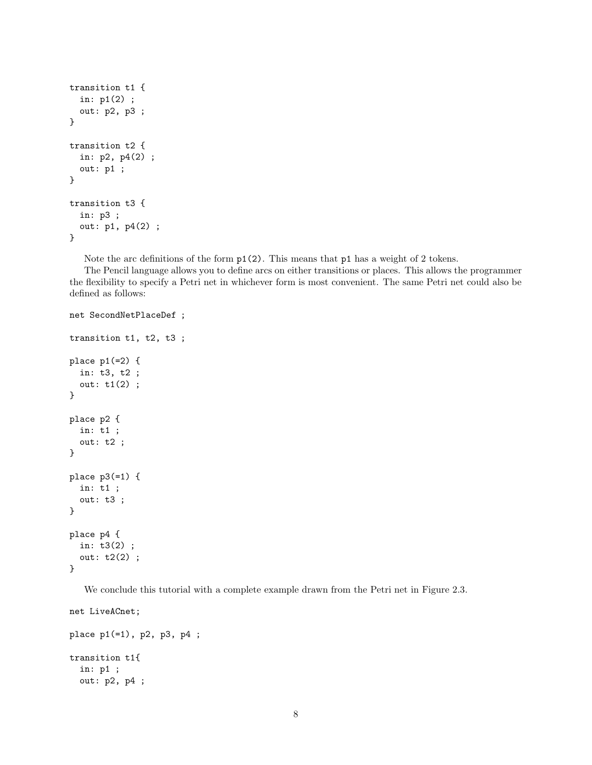```
transition t1 {
  in: p1(2) ;
  out: p2, p3 ;
}

transition t2 {
  in: p2, p4(2) ;
  out: p1 ;
}

transition t3 {
  in: p3 ;
  out: p1, p4(2) ;
}
```

Note the arc definitions of the form `p1(2)`. This means that `p1` has a weight of 2 tokens.

The Pencil language allows you to define arcs on either transitions or places. This allows the programmer the flexibility to specify a Petri net in whichever form is most convenient. The same Petri net could also be defined as follows:

```
net SecondNetPlaceDef ;

transition t1, t2, t3 ;

place p1(=2) {
  in: t3, t2 ;
  out: t1(2) ;
}

place p2 {
  in: t1 ;
  out: t2 ;
}

place p3(=1) {
  in: t1 ;
  out: t3 ;
}

place p4 {
  in: t3(2) ;
  out: t2(2) ;
}
```

We conclude this tutorial with a complete example drawn from the Petri net in Figure 2.3.

```
net LiveACnet;

place p1(=1), p2, p3, p4 ;

transition t1{
  in: p1 ;
  out: p2, p4 ;
```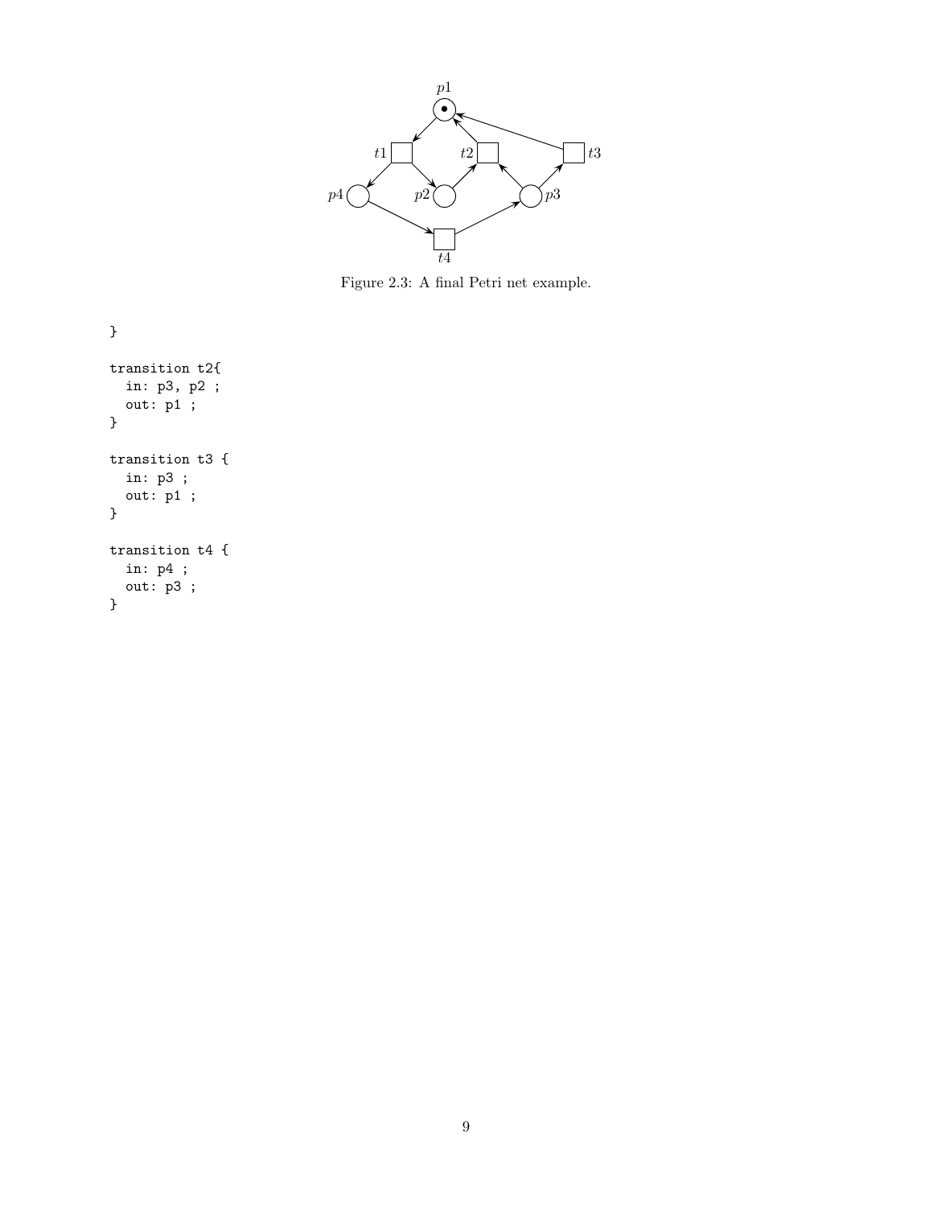Figure 2.3: A final Petri net example.

```
}

transition t2{
  in: p3, p2 ;
  out: p1 ;
}

transition t3 {
  in: p3 ;
  out: p1 ;
}

transition t4 {
  in: p4 ;
  out: p3 ;
}
```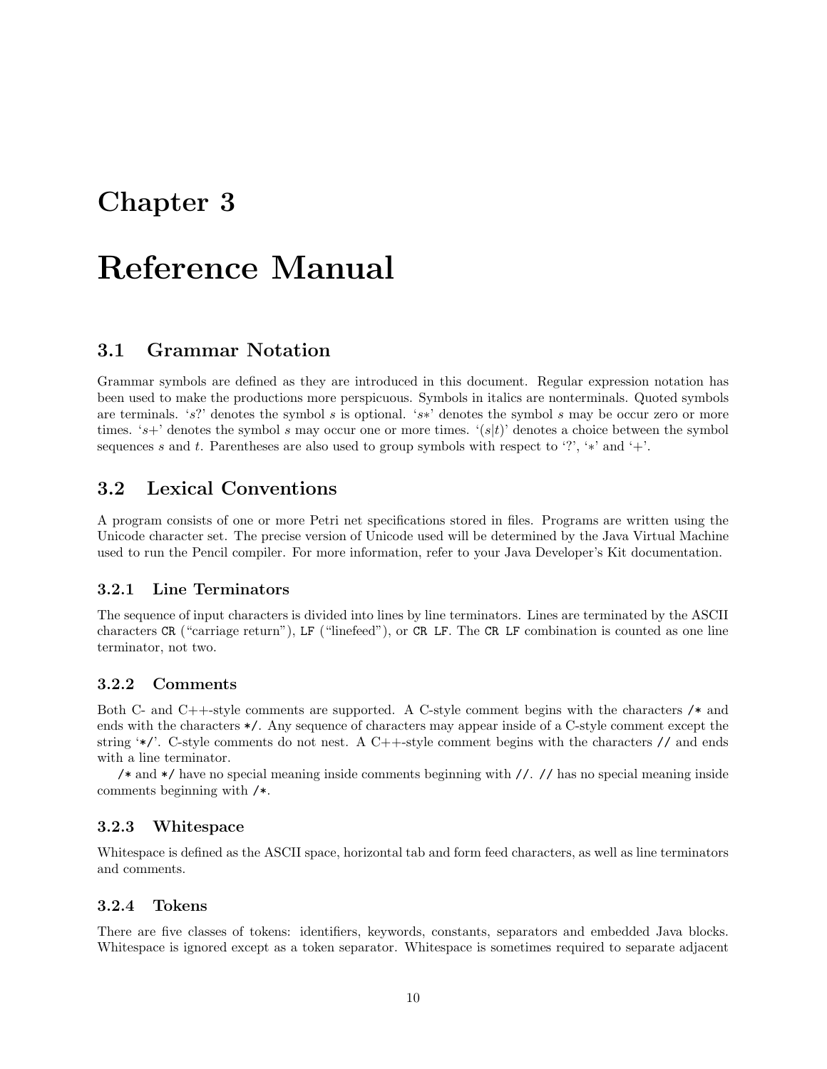# Chapter 3

# Reference Manual

## 3.1 Grammar Notation

Grammar symbols are defined as they are introduced in this document. Regular expression notation has been used to make the productions more perspicuous. Symbols in italics are nonterminals. Quoted symbols are terminals. '$s$?' denotes the symbol $s$ is optional. '$s*$' denotes the symbol $s$ may be occur zero or more times. '$s+$' denotes the symbol $s$ may occur one or more times. '$(s|t)$' denotes a choice between the symbol sequences $s$ and $t$. Parentheses are also used to group symbols with respect to '?', '$*$' and '+'.

## 3.2 Lexical Conventions

A program consists of one or more Petri net specifications stored in files. Programs are written using the Unicode character set. The precise version of Unicode used will be determined by the Java Virtual Machine used to run the Pencil compiler. For more information, refer to your Java Developer's Kit documentation.

### 3.2.1 Line Terminators

The sequence of input characters is divided into lines by line terminators. Lines are terminated by the ASCII characters `CR` ("carriage return"), `LF` ("linefeed"), or `CR LF`. The `CR LF` combination is counted as one line terminator, not two.

### 3.2.2 Comments

Both C- and C++-style comments are supported. A C-style comment begins with the characters `/*` and ends with the characters `*/`. Any sequence of characters may appear inside of a C-style comment except the string '`*/`'. C-style comments do not nest. A C++-style comment begins with the characters `//` and ends with a line terminator.

`/*` and `*/` have no special meaning inside comments beginning with `//`. `//` has no special meaning inside comments beginning with `/*`.

### 3.2.3 Whitespace

Whitespace is defined as the ASCII space, horizontal tab and form feed characters, as well as line terminators and comments.

### 3.2.4 Tokens

There are five classes of tokens: identifiers, keywords, constants, separators and embedded Java blocks. Whitespace is ignored except as a token separator. Whitespace is sometimes required to separate adjacent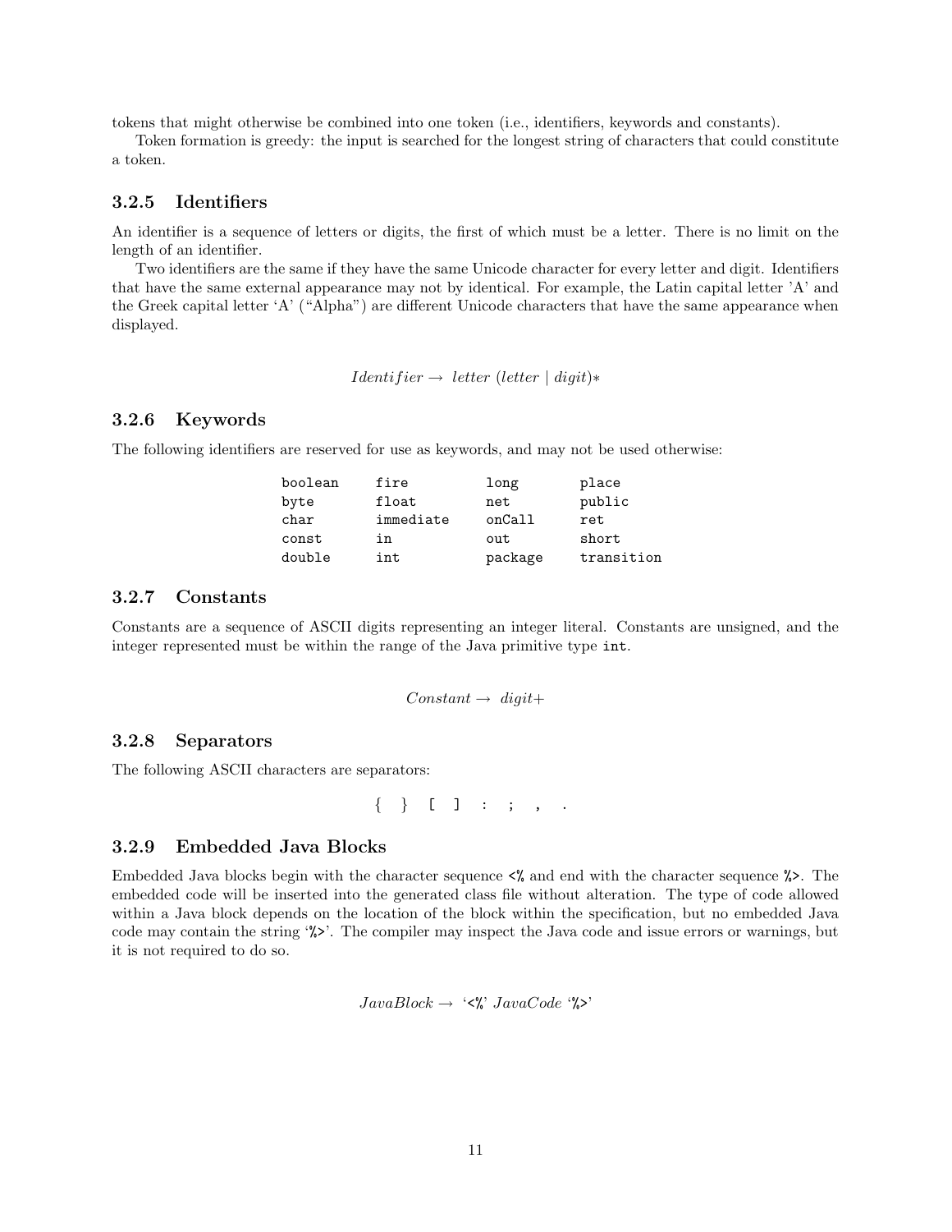tokens that might otherwise be combined into one token (i.e., identifiers, keywords and constants).

Token formation is greedy: the input is searched for the longest string of characters that could constitute a token.

### 3.2.5 Identifiers

An identifier is a sequence of letters or digits, the first of which must be a letter. There is no limit on the length of an identifier.

Two identifiers are the same if they have the same Unicode character for every letter and digit. Identifiers that have the same external appearance may not by identical. For example, the Latin capital letter 'A' and the Greek capital letter 'A' ("Alpha") are different Unicode characters that have the same appearance when displayed.

$$Identifier \rightarrow \; letter \; (letter \mid digit)*$$

### 3.2.6 Keywords

The following identifiers are reserved for use as keywords, and may not be used otherwise:

```
boolean    fire        long       place
byte       float       net        public
char       immediate   onCall     ret
const      in          out        short
double     int         package    transition
```

### 3.2.7 Constants

Constants are a sequence of ASCII digits representing an integer literal. Constants are unsigned, and the integer represented must be within the range of the Java primitive type `int`.

$$Constant \rightarrow \; digit+$$

### 3.2.8 Separators

The following ASCII characters are separators:

```
{ } [ ] : ; , .
```

### 3.2.9 Embedded Java Blocks

Embedded Java blocks begin with the character sequence `<%` and end with the character sequence `%>`. The embedded code will be inserted into the generated class file without alteration. The type of code allowed within a Java block depends on the location of the block within the specification, but no embedded Java code may contain the string '`%>`'. The compiler may inspect the Java code and issue errors or warnings, but it is not required to do so.

$$JavaBlock \rightarrow \; \text{'<\%'} \; JavaCode \; \text{'\%>'}$$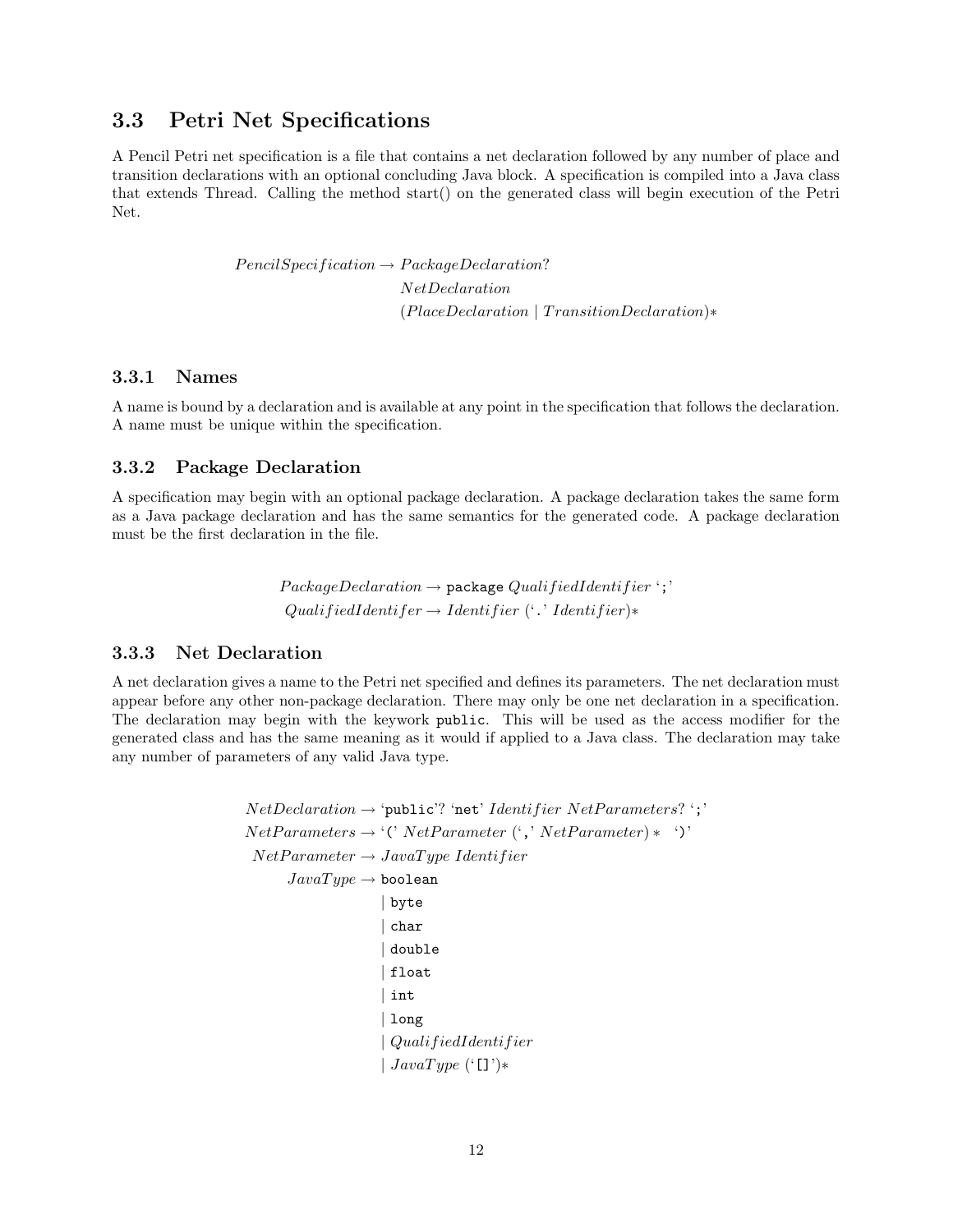## 3.3 Petri Net Specifications

A Pencil Petri net specification is a file that contains a net declaration followed by any number of place and transition declarations with an optional concluding Java block. A specification is compiled into a Java class that extends Thread. Calling the method start() on the generated class will begin execution of the Petri Net.

$$
\begin{aligned}
PencilSpecification \rightarrow\ & PackageDeclaration? \\
& NetDeclaration \\
& (PlaceDeclaration \mid TransitionDeclaration)*
\end{aligned}
$$

### 3.3.1 Names

A name is bound by a declaration and is available at any point in the specification that follows the declaration. A name must be unique within the specification.

### 3.3.2 Package Declaration

A specification may begin with an optional package declaration. A package declaration takes the same form as a Java package declaration and has the same semantics for the generated code. A package declaration must be the first declaration in the file.

$$
\begin{aligned}
PackageDeclaration &\rightarrow \texttt{package}\ QualifiedIdentifier\ \text{`}\texttt{;}\text{'} \\
QualifiedIdentifer &\rightarrow Identifier\ (\text{`}\texttt{.}\text{'}\ Identifier)*
\end{aligned}
$$

### 3.3.3 Net Declaration

A net declaration gives a name to the Petri net specified and defines its parameters. The net declaration must appear before any other non-package declaration. There may only be one net declaration in a specification. The declaration may begin with the keywork `public`. This will be used as the access modifier for the generated class and has the same meaning as it would if applied to a Java class. The declaration may take any number of parameters of any valid Java type.

$$
\begin{aligned}
NetDeclaration &\rightarrow \text{`}\texttt{public}\text{'}?\ \text{`}\texttt{net}\text{'}\ Identifier\ NetParameters?\ \text{`}\texttt{;}\text{'} \\
NetParameters &\rightarrow \text{`}\texttt{(}\text{'}\ NetParameter\ (\text{`}\texttt{,}\text{'}\ NetParameter)*\ \ \text{`}\texttt{)}\text{'} \\
NetParameter &\rightarrow JavaType\ Identifier \\
JavaType &\rightarrow \texttt{boolean} \\
&\mid \texttt{byte} \\
&\mid \texttt{char} \\
&\mid \texttt{double} \\
&\mid \texttt{float} \\
&\mid \texttt{int} \\
&\mid \texttt{long} \\
&\mid QualifiedIdentifier \\
&\mid JavaType\ (\text{`}\texttt{[]}\text{'})*
\end{aligned}
$$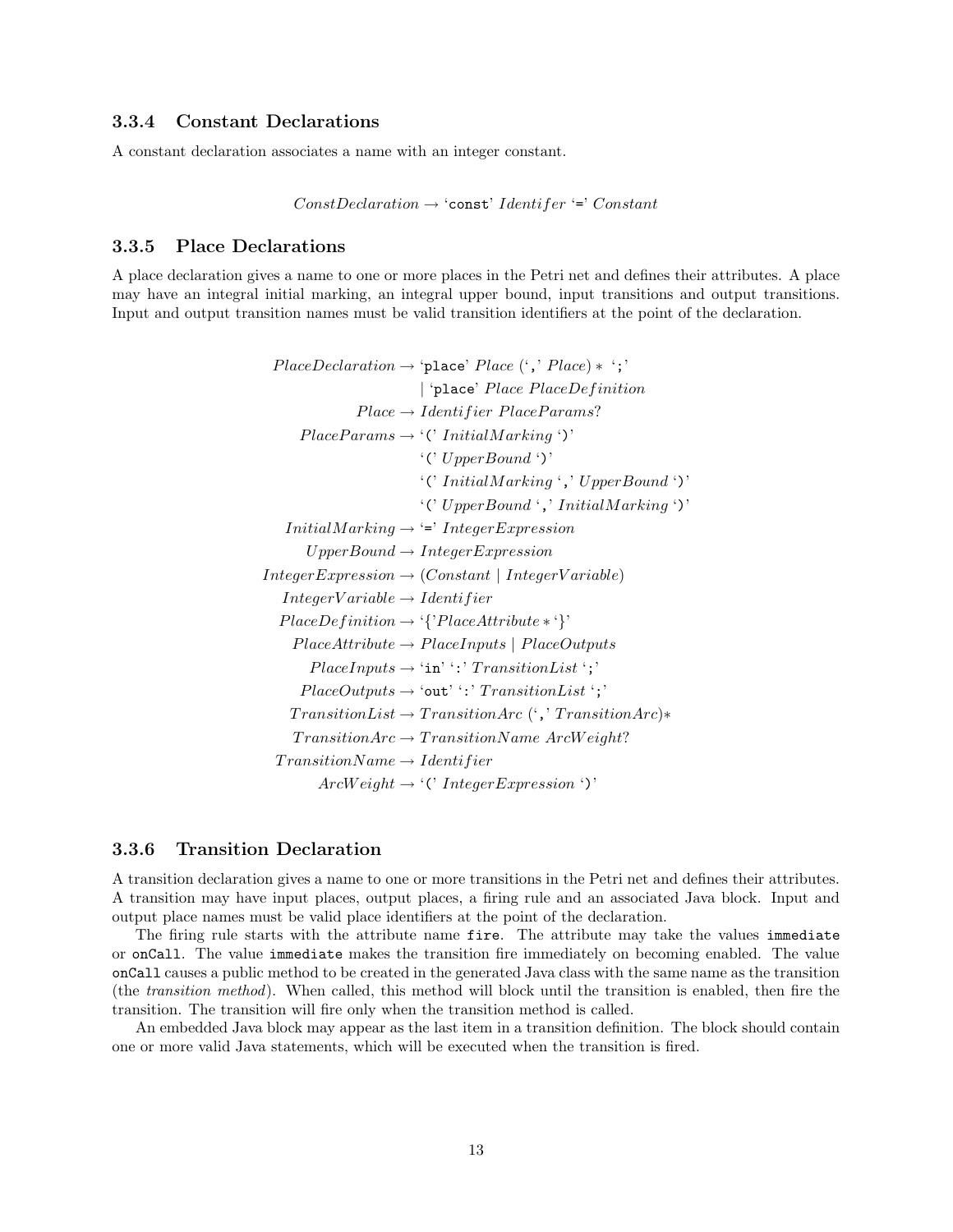### 3.3.4 Constant Declarations

A constant declaration associates a name with an integer constant.

$$ConstDeclaration \rightarrow \text{`}\texttt{const}\text{'}\ Identifer\ \text{`}\texttt{=}\text{'}\ Constant$$

### 3.3.5 Place Declarations

A place declaration gives a name to one or more places in the Petri net and defines their attributes. A place may have an integral initial marking, an integral upper bound, input transitions and output transitions. Input and output transition names must be valid transition identifiers at the point of the declaration.

$$
\begin{aligned}
PlaceDeclaration &\rightarrow \text{`}\texttt{place}\text{'}\ Place\ (\text{`}\texttt{,}\text{'}\ Place)*\ \text{`}\texttt{;}\text{'} \\
&\quad \mid \text{`}\texttt{place}\text{'}\ Place\ PlaceDefinition \\
Place &\rightarrow Identifier\ PlaceParams? \\
PlaceParams &\rightarrow \text{`('}\ InitialMarking\ \text{`)'} \\
&\quad \text{`('}\ UpperBound\ \text{`)'} \\
&\quad \text{`('}\ InitialMarking\ \text{`}\texttt{,}\text{'}\ UpperBound\ \text{`)'} \\
&\quad \text{`('}\ UpperBound\ \text{`}\texttt{,}\text{'}\ InitialMarking\ \text{`)'} \\
InitialMarking &\rightarrow \text{`}\texttt{=}\text{'}\ IntegerExpression \\
UpperBound &\rightarrow IntegerExpression \\
IntegerExpression &\rightarrow (Constant \mid IntegerVariable) \\
IntegerVariable &\rightarrow Identifier \\
PlaceDefinition &\rightarrow \text{`\{'}PlaceAttribute*\text{`\}'} \\
PlaceAttribute &\rightarrow PlaceInputs \mid PlaceOutputs \\
PlaceInputs &\rightarrow \text{`}\texttt{in}\text{'}\ \text{`}\texttt{:}\text{'}\ TransitionList\ \text{`}\texttt{;}\text{'} \\
PlaceOutputs &\rightarrow \text{`}\texttt{out}\text{'}\ \text{`}\texttt{:}\text{'}\ TransitionList\ \text{`}\texttt{;}\text{'} \\
TransitionList &\rightarrow TransitionArc\ (\text{`}\texttt{,}\text{'}\ TransitionArc)* \\
TransitionArc &\rightarrow TransitionName\ ArcWeight? \\
TransitionName &\rightarrow Identifier \\
ArcWeight &\rightarrow \text{`('}\ IntegerExpression\ \text{`)'}
\end{aligned}
$$

### 3.3.6 Transition Declaration

A transition declaration gives a name to one or more transitions in the Petri net and defines their attributes. A transition may have input places, output places, a firing rule and an associated Java block. Input and output place names must be valid place identifiers at the point of the declaration.

The firing rule starts with the attribute name `fire`. The attribute may take the values `immediate` or `onCall`. The value `immediate` makes the transition fire immediately on becoming enabled. The value `onCall` causes a public method to be created in the generated Java class with the same name as the transition (the *transition method*). When called, this method will block until the transition is enabled, then fire the transition. The transition will fire only when the transition method is called.

An embedded Java block may appear as the last item in a transition definition. The block should contain one or more valid Java statements, which will be executed when the transition is fired.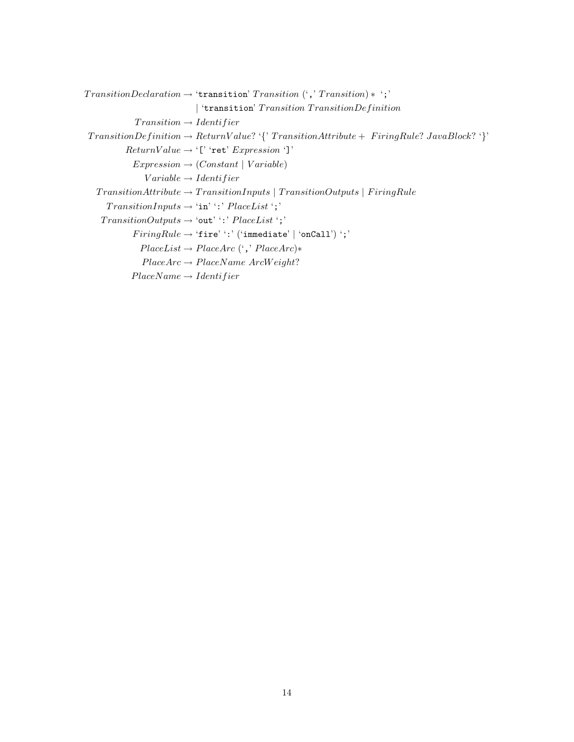$$
\begin{aligned}
\mathit{TransitionDeclaration} &\rightarrow \text{`}\texttt{transition}\text{'}\ \mathit{Transition}\ (\text{`}\texttt{,}\text{'}\ \mathit{Transition}) *\ \text{`}\texttt{;}\text{'} \\
&\quad \mid \text{`}\texttt{transition}\text{'}\ \mathit{Transition}\ \mathit{TransitionDefinition} \\
\mathit{Transition} &\rightarrow \mathit{Identifier} \\
\mathit{TransitionDefinition} &\rightarrow \mathit{ReturnValue}?\ \text{`}\{\text{'}\ \mathit{TransitionAttribute} +\ \ \mathit{FiringRule}?\ \mathit{JavaBlock}?\ \text{`}\}\text{'} \\
\mathit{ReturnValue} &\rightarrow \text{`}\texttt{[}\text{'}\ \text{`}\texttt{ret}\text{'}\ \mathit{Expression}\ \text{`}\texttt{]}\text{'} \\
\mathit{Expression} &\rightarrow (\mathit{Constant} \mid \mathit{Variable}) \\
\mathit{Variable} &\rightarrow \mathit{Identifier} \\
\mathit{TransitionAttribute} &\rightarrow \mathit{TransitionInputs} \mid \mathit{TransitionOutputs} \mid \mathit{FiringRule} \\
\mathit{TransitionInputs} &\rightarrow \text{`}\texttt{in}\text{'}\ \text{`}\texttt{:}\text{'}\ \mathit{PlaceList}\ \text{`}\texttt{;}\text{'} \\
\mathit{TransitionOutputs} &\rightarrow \text{`}\texttt{out}\text{'}\ \text{`}\texttt{:}\text{'}\ \mathit{PlaceList}\ \text{`}\texttt{;}\text{'} \\
\mathit{FiringRule} &\rightarrow \text{`}\texttt{fire}\text{'}\ \text{`}\texttt{:}\text{'}\ (\text{`}\texttt{immediate}\text{'} \mid \text{`}\texttt{onCall}\text{'})\ \text{`}\texttt{;}\text{'} \\
\mathit{PlaceList} &\rightarrow \mathit{PlaceArc}\ (\text{`}\texttt{,}\text{'}\ \mathit{PlaceArc}) * \\
\mathit{PlaceArc} &\rightarrow \mathit{PlaceName}\ \mathit{ArcWeight}? \\
\mathit{PlaceName} &\rightarrow \mathit{Identifier}
\end{aligned}
$$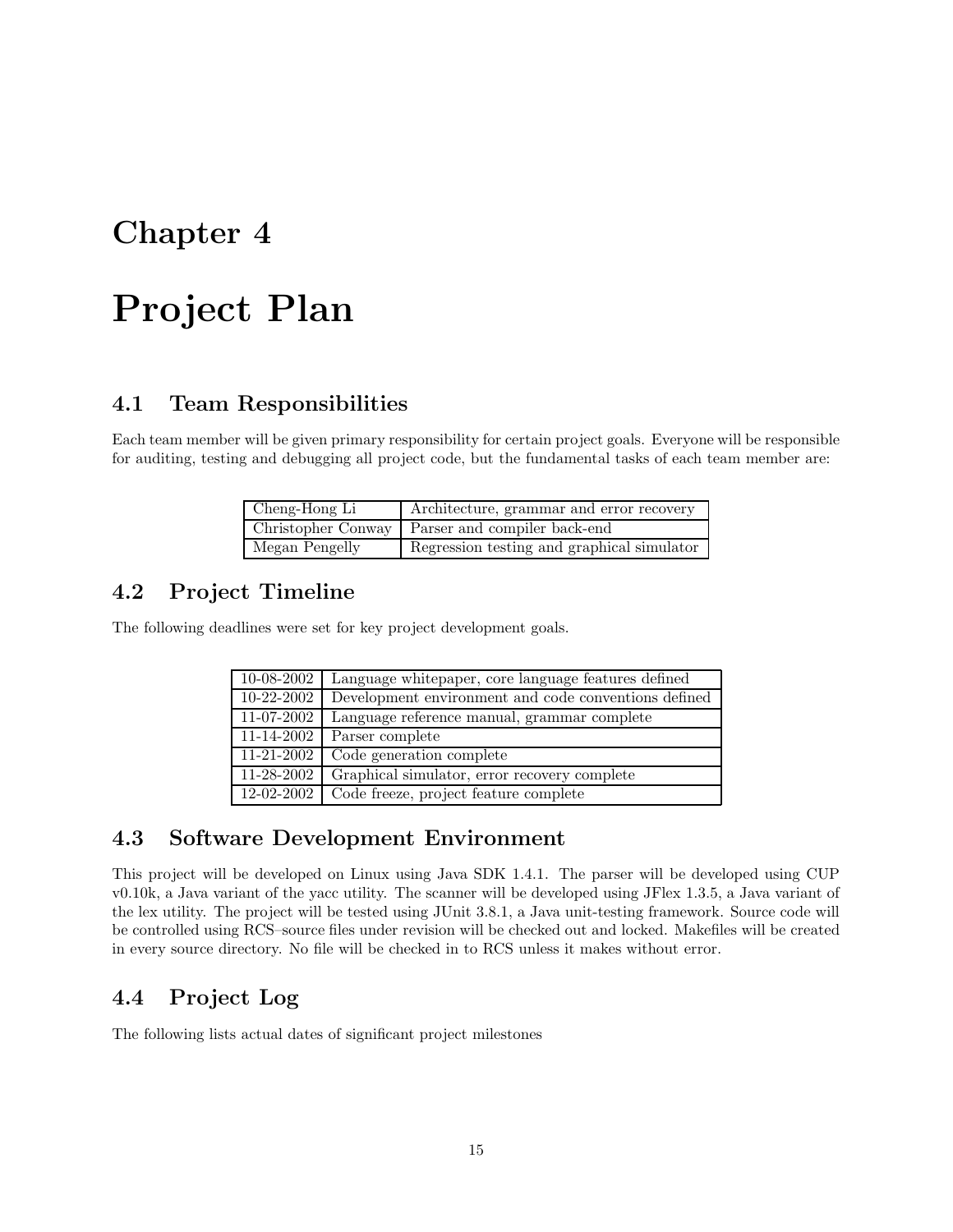# Chapter 4

# Project Plan

## 4.1 Team Responsibilities

Each team member will be given primary responsibility for certain project goals. Everyone will be responsible for auditing, testing and debugging all project code, but the fundamental tasks of each team member are:

| | |
|---|---|
| Cheng-Hong Li | Architecture, grammar and error recovery |
| Christopher Conway | Parser and compiler back-end |
| Megan Pengelly | Regression testing and graphical simulator |

## 4.2 Project Timeline

The following deadlines were set for key project development goals.

| | |
|---|---|
| 10-08-2002 | Language whitepaper, core language features defined |
| 10-22-2002 | Development environment and code conventions defined |
| 11-07-2002 | Language reference manual, grammar complete |
| 11-14-2002 | Parser complete |
| 11-21-2002 | Code generation complete |
| 11-28-2002 | Graphical simulator, error recovery complete |
| 12-02-2002 | Code freeze, project feature complete |

## 4.3 Software Development Environment

This project will be developed on Linux using Java SDK 1.4.1. The parser will be developed using CUP v0.10k, a Java variant of the yacc utility. The scanner will be developed using JFlex 1.3.5, a Java variant of the lex utility. The project will be tested using JUnit 3.8.1, a Java unit-testing framework. Source code will be controlled using RCS–source files under revision will be checked out and locked. Makefiles will be created in every source directory. No file will be checked in to RCS unless it makes without error.

## 4.4 Project Log

The following lists actual dates of significant project milestones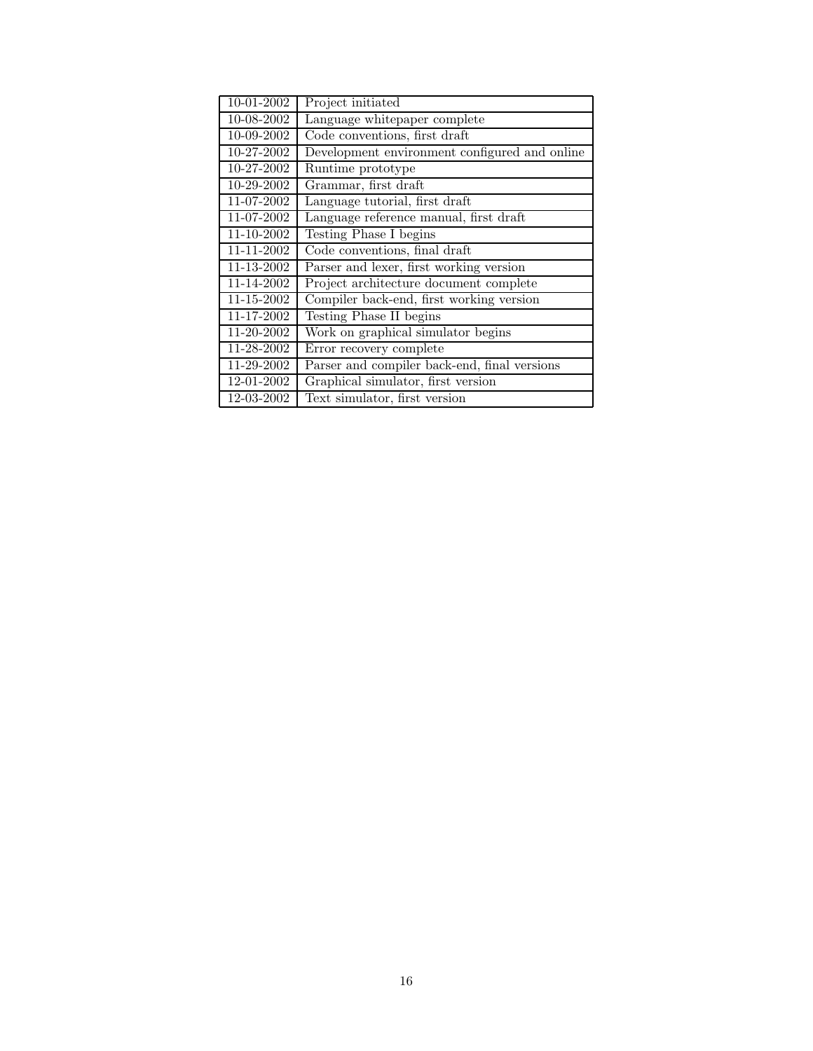| | |
|---|---|
| 10-01-2002 | Project initiated |
| 10-08-2002 | Language whitepaper complete |
| 10-09-2002 | Code conventions, first draft |
| 10-27-2002 | Development environment configured and online |
| 10-27-2002 | Runtime prototype |
| 10-29-2002 | Grammar, first draft |
| 11-07-2002 | Language tutorial, first draft |
| 11-07-2002 | Language reference manual, first draft |
| 11-10-2002 | Testing Phase I begins |
| 11-11-2002 | Code conventions, final draft |
| 11-13-2002 | Parser and lexer, first working version |
| 11-14-2002 | Project architecture document complete |
| 11-15-2002 | Compiler back-end, first working version |
| 11-17-2002 | Testing Phase II begins |
| 11-20-2002 | Work on graphical simulator begins |
| 11-28-2002 | Error recovery complete |
| 11-29-2002 | Parser and compiler back-end, final versions |
| 12-01-2002 | Graphical simulator, first version |
| 12-03-2002 | Text simulator, first version |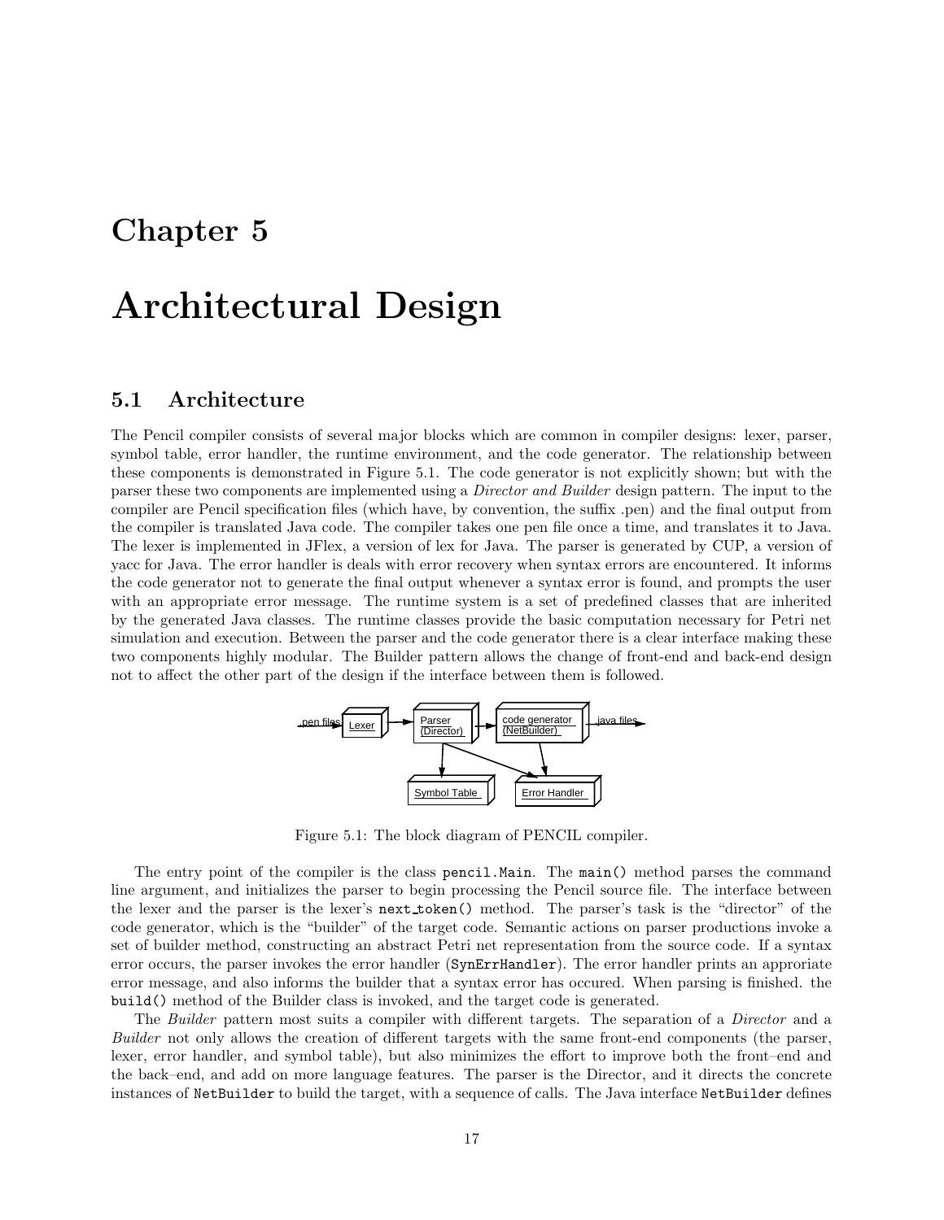# Chapter 5

# Architectural Design

## 5.1 Architecture

The Pencil compiler consists of several major blocks which are common in compiler designs: lexer, parser, symbol table, error handler, the runtime environment, and the code generator. The relationship between these components is demonstrated in Figure 5.1. The code generator is not explicitly shown; but with the parser these two components are implemented using a *Director and Builder* design pattern. The input to the compiler are Pencil specification files (which have, by convention, the suffix .pen) and the final output from the compiler is translated Java code. The compiler takes one pen file once a time, and translates it to Java. The lexer is implemented in JFlex, a version of lex for Java. The parser is generated by CUP, a version of yacc for Java. The error handler is deals with error recovery when syntax errors are encountered. It informs the code generator not to generate the final output whenever a syntax error is found, and prompts the user with an appropriate error message. The runtime system is a set of predefined classes that are inherited by the generated Java classes. The runtime classes provide the basic computation necessary for Petri net simulation and execution. Between the parser and the code generator there is a clear interface making these two components highly modular. The Builder pattern allows the change of front-end and back-end design not to affect the other part of the design if the interface between them is followed.

Figure 5.1: The block diagram of PENCIL compiler.

The entry point of the compiler is the class `pencil.Main`. The `main()` method parses the command line argument, and initializes the parser to begin processing the Pencil source file. The interface between the lexer and the parser is the lexer's `next_token()` method. The parser's task is the "director" of the code generator, which is the "builder" of the target code. Semantic actions on parser productions invoke a set of builder method, constructing an abstract Petri net representation from the source code. If a syntax error occurs, the parser invokes the error handler (`SynErrHandler`). The error handler prints an approriate error message, and also informs the builder that a syntax error has occured. When parsing is finished. the `build()` method of the Builder class is invoked, and the target code is generated.

The *Builder* pattern most suits a compiler with different targets. The separation of a *Director* and a *Builder* not only allows the creation of different targets with the same front-end components (the parser, lexer, error handler, and symbol table), but also minimizes the effort to improve both the front–end and the back–end, and add on more language features. The parser is the Director, and it directs the concrete instances of `NetBuilder` to build the target, with a sequence of calls. The Java interface `NetBuilder` defines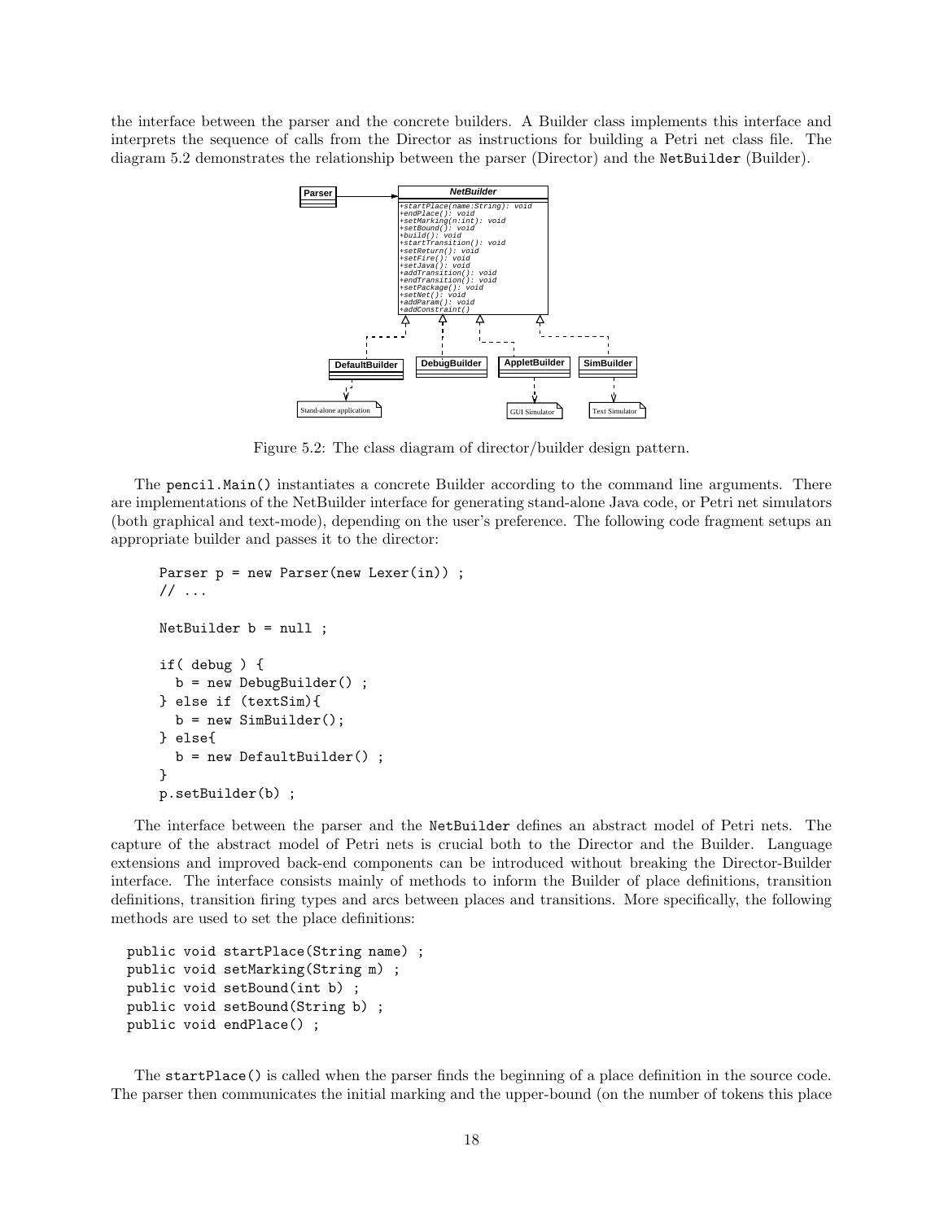the interface between the parser and the concrete builders. A Builder class implements this interface and interprets the sequence of calls from the Director as instructions for building a Petri net class file. The diagram 5.2 demonstrates the relationship between the parser (Director) and the `NetBuilder` (Builder).

Figure 5.2: The class diagram of director/builder design pattern.

The `pencil.Main()` instantiates a concrete Builder according to the command line arguments. There are implementations of the NetBuilder interface for generating stand-alone Java code, or Petri net simulators (both graphical and text-mode), depending on the user's preference. The following code fragment setups an appropriate builder and passes it to the director:

```
Parser p = new Parser(new Lexer(in)) ;
// ...

NetBuilder b = null ;

if( debug ) {
  b = new DebugBuilder() ;
} else if (textSim){
  b = new SimBuilder();
} else{
  b = new DefaultBuilder() ;
}
p.setBuilder(b) ;
```

The interface between the parser and the `NetBuilder` defines an abstract model of Petri nets. The capture of the abstract model of Petri nets is crucial both to the Director and the Builder. Language extensions and improved back-end components can be introduced without breaking the Director-Builder interface. The interface consists mainly of methods to inform the Builder of place definitions, transition definitions, transition firing types and arcs between places and transitions. More specifically, the following methods are used to set the place definitions:

```
public void startPlace(String name) ;
public void setMarking(String m) ;
public void setBound(int b) ;
public void setBound(String b) ;
public void endPlace() ;
```

The `startPlace()` is called when the parser finds the beginning of a place definition in the source code. The parser then communicates the initial marking and the upper-bound (on the number of tokens this place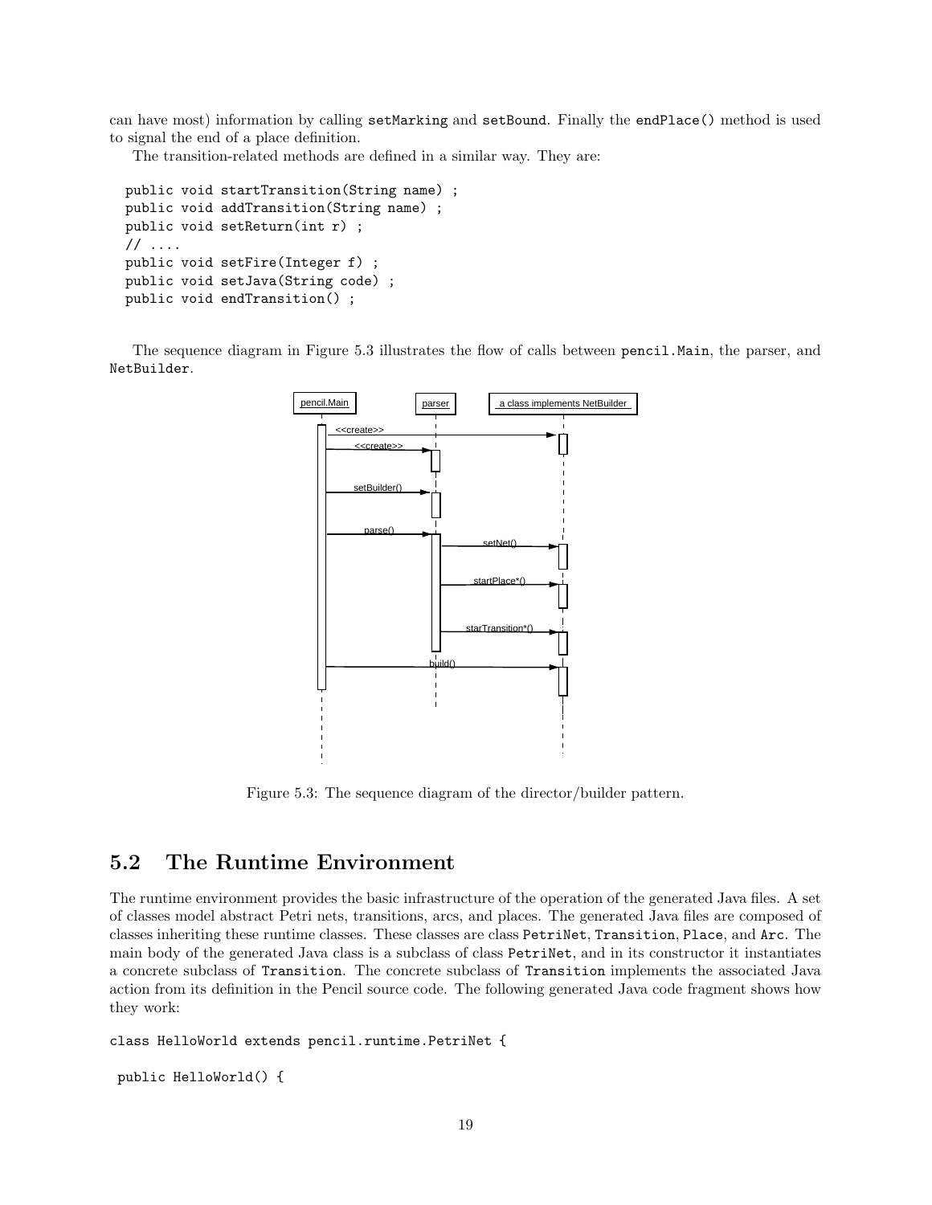can have most) information by calling `setMarking` and `setBound`. Finally the `endPlace()` method is used to signal the end of a place definition.

The transition-related methods are defined in a similar way. They are:

```
public void startTransition(String name) ;
public void addTransition(String name) ;
public void setReturn(int r) ;
// ....
public void setFire(Integer f) ;
public void setJava(String code) ;
public void endTransition() ;
```

The sequence diagram in Figure 5.3 illustrates the flow of calls between `pencil.Main`, the parser, and `NetBuilder`.

Figure 5.3: The sequence diagram of the director/builder pattern.

## 5.2 The Runtime Environment

The runtime environment provides the basic infrastructure of the operation of the generated Java files. A set of classes model abstract Petri nets, transitions, arcs, and places. The generated Java files are composed of classes inheriting these runtime classes. These classes are class `PetriNet`, `Transition`, `Place`, and `Arc`. The main body of the generated Java class is a subclass of `PetriNet`, and in its constructor it instantiates a concrete subclass of `Transition`. The concrete subclass of `Transition` implements the associated Java action from its definition in the Pencil source code. The following generated Java code fragment shows how they work:

```
class HelloWorld extends pencil.runtime.PetriNet {

 public HelloWorld() {
```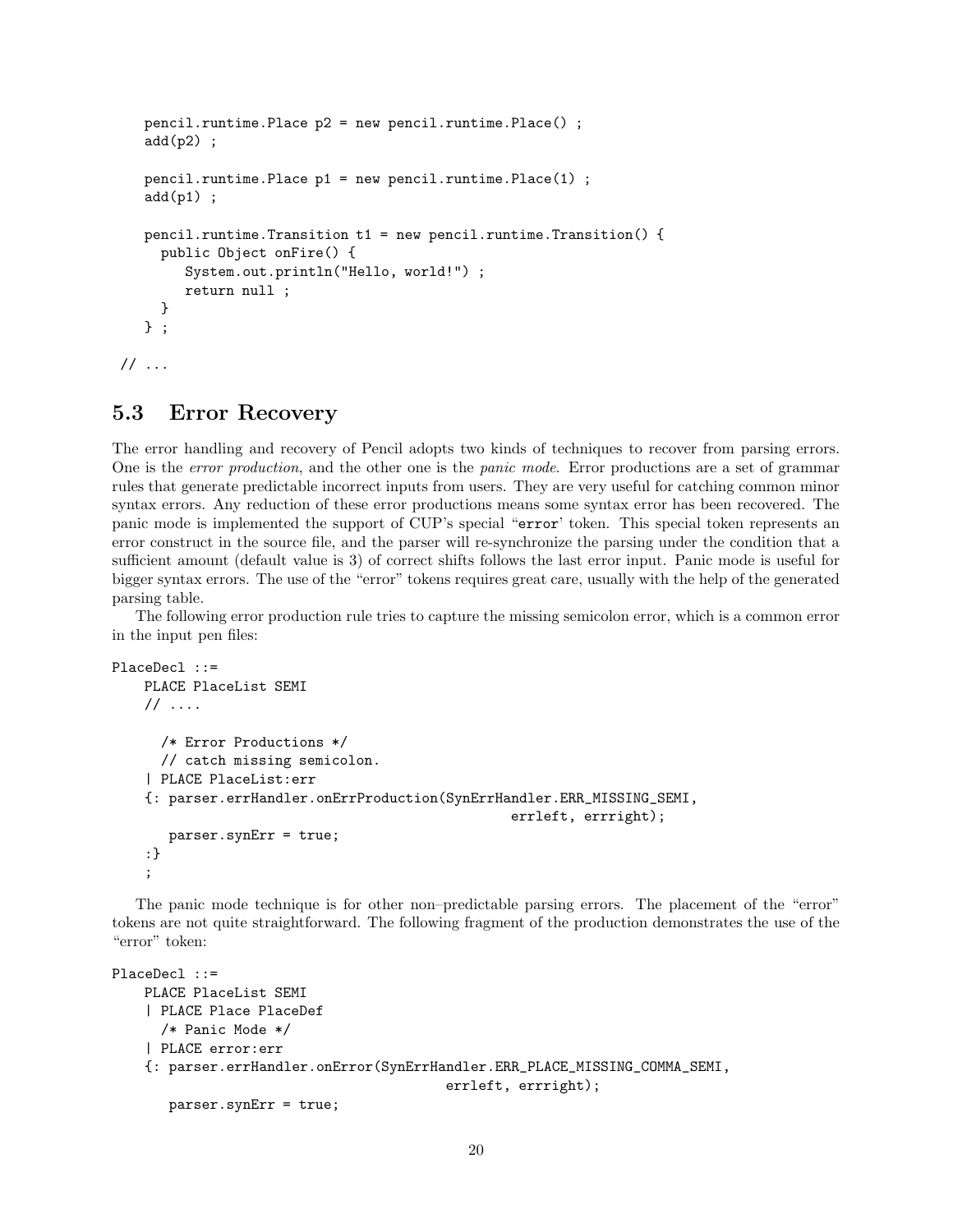```
    pencil.runtime.Place p2 = new pencil.runtime.Place() ;
    add(p2) ;

    pencil.runtime.Place p1 = new pencil.runtime.Place(1) ;
    add(p1) ;

    pencil.runtime.Transition t1 = new pencil.runtime.Transition() {
      public Object onFire() {
         System.out.println("Hello, world!") ;
         return null ;
      }
    } ;

 // ...
```

### 5.3 Error Recovery

The error handling and recovery of Pencil adopts two kinds of techniques to recover from parsing errors. One is the *error production*, and the other one is the *panic mode*. Error productions are a set of grammar rules that generate predictable incorrect inputs from users. They are very useful for catching common minor syntax errors. Any reduction of these error productions means some syntax error has been recovered. The panic mode is implemented the support of CUP's special "`error`' token. This special token represents an error construct in the source file, and the parser will re-synchronize the parsing under the condition that a sufficient amount (default value is 3) of correct shifts follows the last error input. Panic mode is useful for bigger syntax errors. The use of the "error" tokens requires great care, usually with the help of the generated parsing table.

The following error production rule tries to capture the missing semicolon error, which is a common error in the input pen files:

```
PlaceDecl ::=
    PLACE PlaceList SEMI
    // ....

      /* Error Productions */
      // catch missing semicolon.
    | PLACE PlaceList:err
    {: parser.errHandler.onErrProduction(SynErrHandler.ERR_MISSING_SEMI,
                                              errleft, errright);
       parser.synErr = true;
    :}
    ;
```

The panic mode technique is for other non–predictable parsing errors. The placement of the "error" tokens are not quite straightforward. The following fragment of the production demonstrates the use of the "error" token:

```
PlaceDecl ::=
    PLACE PlaceList SEMI
    | PLACE Place PlaceDef
      /* Panic Mode */
    | PLACE error:err
    {: parser.errHandler.onError(SynErrHandler.ERR_PLACE_MISSING_COMMA_SEMI,
                                       errleft, errright);
       parser.synErr = true;
```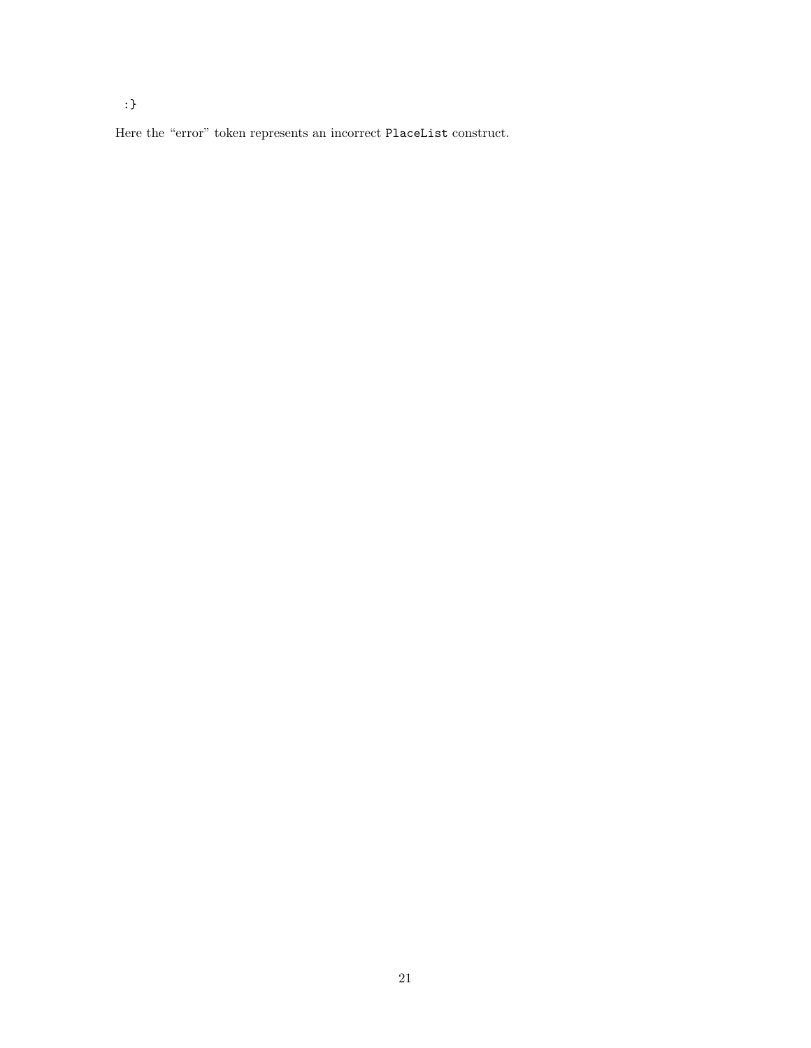```
:}
```

Here the "error" token represents an incorrect `PlaceList` construct.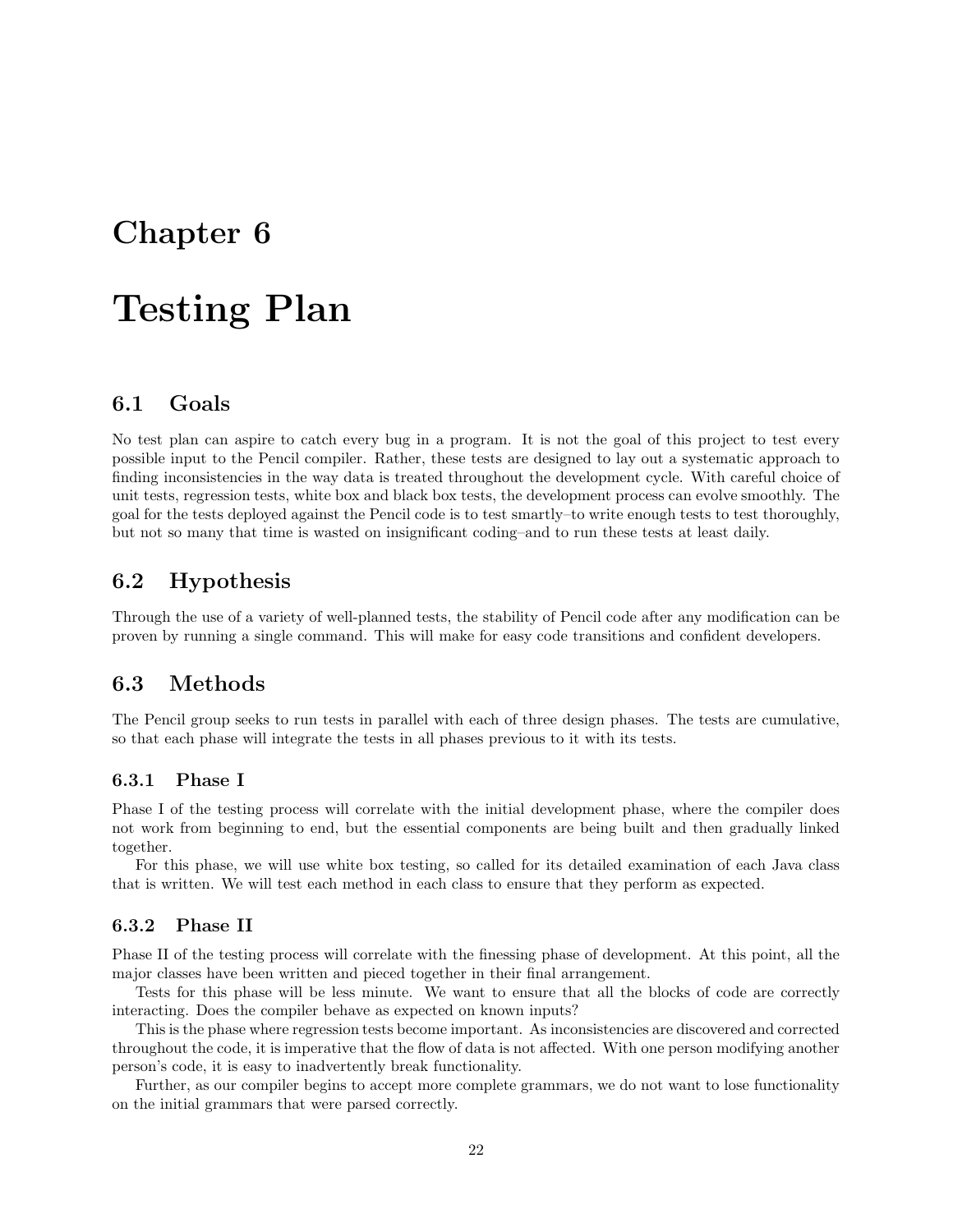# Chapter 6

# Testing Plan

## 6.1 Goals

No test plan can aspire to catch every bug in a program. It is not the goal of this project to test every possible input to the Pencil compiler. Rather, these tests are designed to lay out a systematic approach to finding inconsistencies in the way data is treated throughout the development cycle. With careful choice of unit tests, regression tests, white box and black box tests, the development process can evolve smoothly. The goal for the tests deployed against the Pencil code is to test smartly–to write enough tests to test thoroughly, but not so many that time is wasted on insignificant coding–and to run these tests at least daily.

## 6.2 Hypothesis

Through the use of a variety of well-planned tests, the stability of Pencil code after any modification can be proven by running a single command. This will make for easy code transitions and confident developers.

## 6.3 Methods

The Pencil group seeks to run tests in parallel with each of three design phases. The tests are cumulative, so that each phase will integrate the tests in all phases previous to it with its tests.

### 6.3.1 Phase I

Phase I of the testing process will correlate with the initial development phase, where the compiler does not work from beginning to end, but the essential components are being built and then gradually linked together.

For this phase, we will use white box testing, so called for its detailed examination of each Java class that is written. We will test each method in each class to ensure that they perform as expected.

### 6.3.2 Phase II

Phase II of the testing process will correlate with the finessing phase of development. At this point, all the major classes have been written and pieced together in their final arrangement.

Tests for this phase will be less minute. We want to ensure that all the blocks of code are correctly interacting. Does the compiler behave as expected on known inputs?

This is the phase where regression tests become important. As inconsistencies are discovered and corrected throughout the code, it is imperative that the flow of data is not affected. With one person modifying another person's code, it is easy to inadvertently break functionality.

Further, as our compiler begins to accept more complete grammars, we do not want to lose functionality on the initial grammars that were parsed correctly.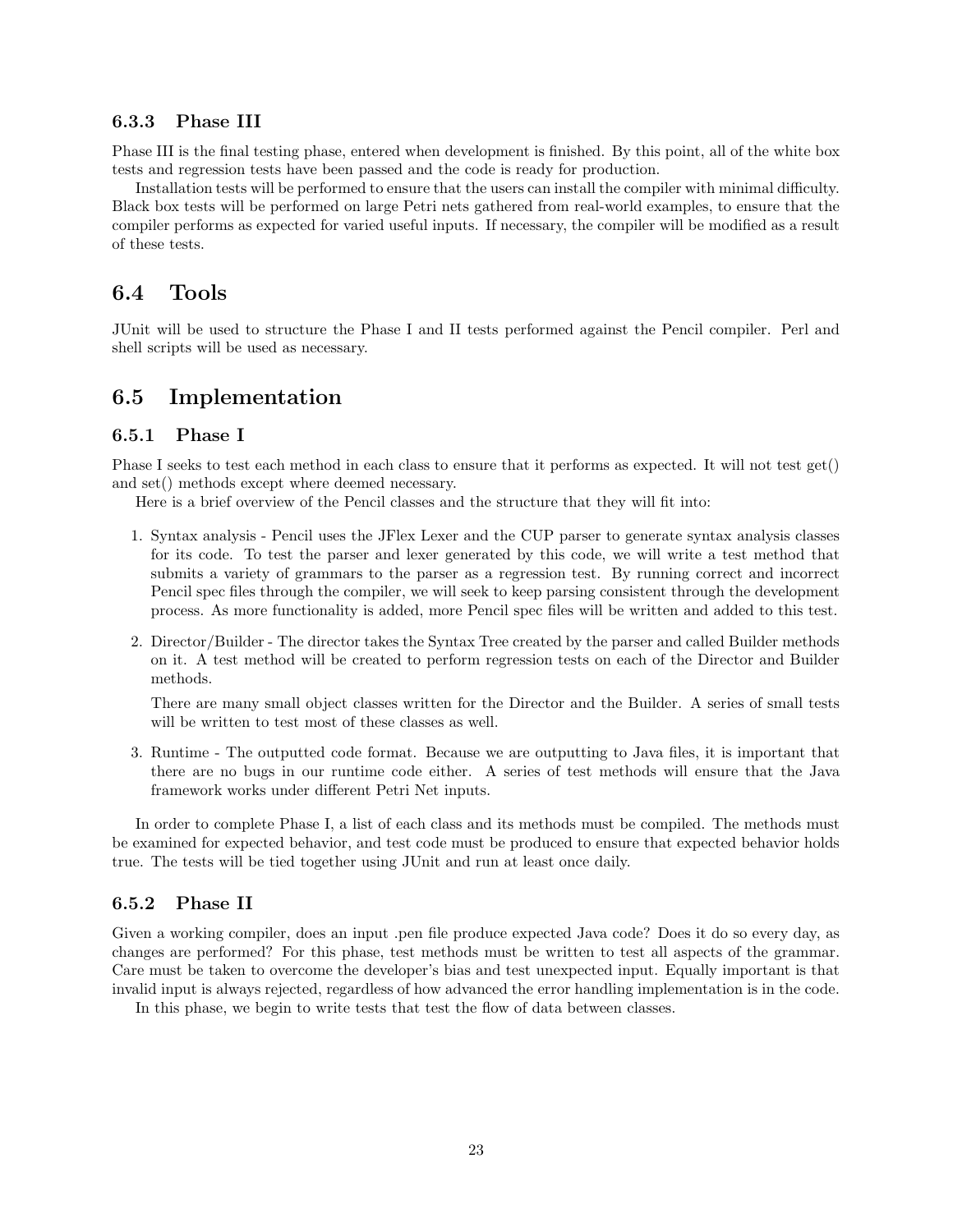### 6.3.3 Phase III

Phase III is the final testing phase, entered when development is finished. By this point, all of the white box tests and regression tests have been passed and the code is ready for production.

Installation tests will be performed to ensure that the users can install the compiler with minimal difficulty. Black box tests will be performed on large Petri nets gathered from real-world examples, to ensure that the compiler performs as expected for varied useful inputs. If necessary, the compiler will be modified as a result of these tests.

## 6.4 Tools

JUnit will be used to structure the Phase I and II tests performed against the Pencil compiler. Perl and shell scripts will be used as necessary.

## 6.5 Implementation

### 6.5.1 Phase I

Phase I seeks to test each method in each class to ensure that it performs as expected. It will not test get() and set() methods except where deemed necessary.

Here is a brief overview of the Pencil classes and the structure that they will fit into:

1. Syntax analysis - Pencil uses the JFlex Lexer and the CUP parser to generate syntax analysis classes for its code. To test the parser and lexer generated by this code, we will write a test method that submits a variety of grammars to the parser as a regression test. By running correct and incorrect Pencil spec files through the compiler, we will seek to keep parsing consistent through the development process. As more functionality is added, more Pencil spec files will be written and added to this test.

2. Director/Builder - The director takes the Syntax Tree created by the parser and called Builder methods on it. A test method will be created to perform regression tests on each of the Director and Builder methods.

   There are many small object classes written for the Director and the Builder. A series of small tests will be written to test most of these classes as well.

3. Runtime - The outputted code format. Because we are outputting to Java files, it is important that there are no bugs in our runtime code either. A series of test methods will ensure that the Java framework works under different Petri Net inputs.

In order to complete Phase I, a list of each class and its methods must be compiled. The methods must be examined for expected behavior, and test code must be produced to ensure that expected behavior holds true. The tests will be tied together using JUnit and run at least once daily.

### 6.5.2 Phase II

Given a working compiler, does an input .pen file produce expected Java code? Does it do so every day, as changes are performed? For this phase, test methods must be written to test all aspects of the grammar. Care must be taken to overcome the developer's bias and test unexpected input. Equally important is that invalid input is always rejected, regardless of how advanced the error handling implementation is in the code.

In this phase, we begin to write tests that test the flow of data between classes.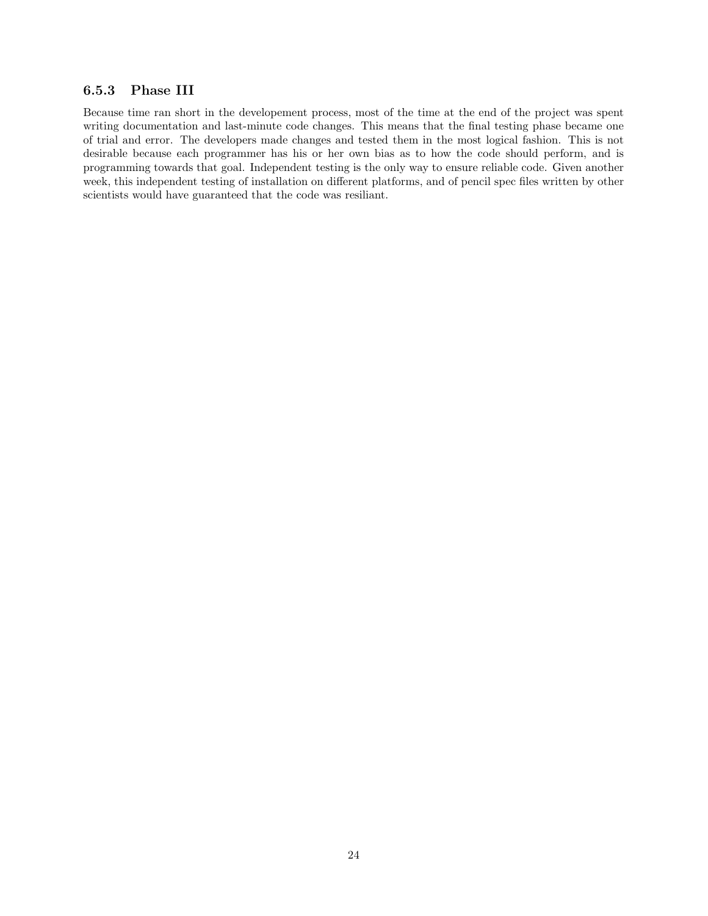### 6.5.3 Phase III

Because time ran short in the developement process, most of the time at the end of the project was spent writing documentation and last-minute code changes. This means that the final testing phase became one of trial and error. The developers made changes and tested them in the most logical fashion. This is not desirable because each programmer has his or her own bias as to how the code should perform, and is programming towards that goal. Independent testing is the only way to ensure reliable code. Given another week, this independent testing of installation on different platforms, and of pencil spec files written by other scientists would have guaranteed that the code was resiliant.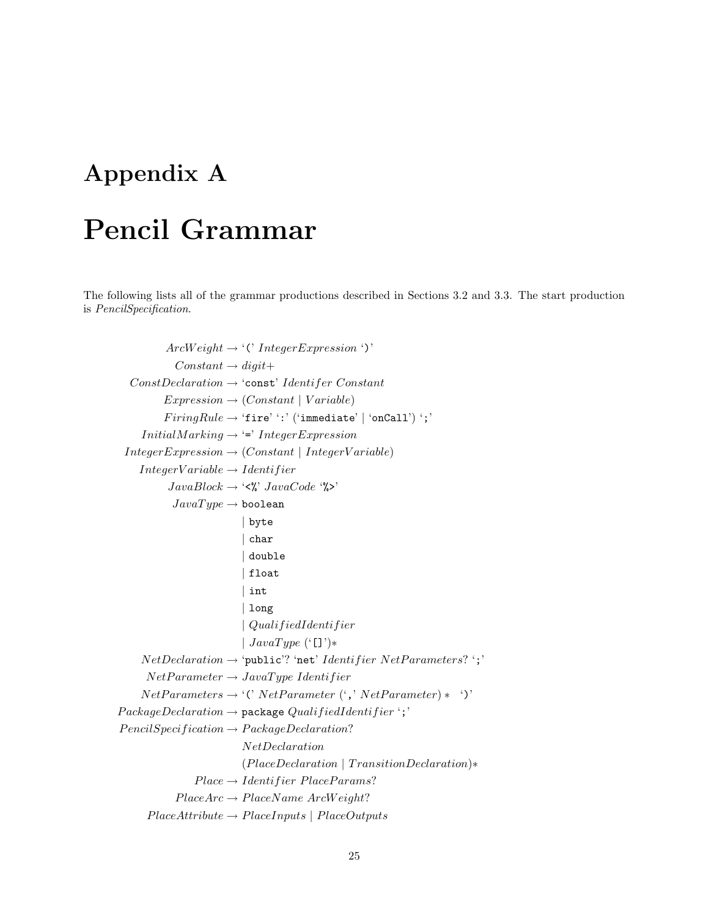# Appendix A

# Pencil Grammar

The following lists all of the grammar productions described in Sections 3.2 and 3.3. The start production is *PencilSpecification*.

```
ArcWeight → '(' IntegerExpression ')'
Constant → digit+
ConstDeclaration → 'const' Identifer Constant
Expression → (Constant | Variable)
FiringRule → 'fire' ':' ('immediate' | 'onCall') ';'
InitialMarking → '=' IntegerExpression
IntegerExpression → (Constant | IntegerVariable)
IntegerVariable → Identifier
JavaBlock → '<%' JavaCode '%>'
JavaType → boolean
         | byte
         | char
         | double
         | float
         | int
         | long
         | QualifiedIdentifier
         | JavaType ('[]')*
NetDeclaration → 'public'? 'net' Identifier NetParameters? ';'
NetParameter → JavaType Identifier
NetParameters → '(' NetParameter (',' NetParameter) * ')'
PackageDeclaration → package QualifiedIdentifier ';'
PencilSpecification → PackageDeclaration?
                      NetDeclaration
                      (PlaceDeclaration | TransitionDeclaration)*
Place → Identifier PlaceParams?
PlaceArc → PlaceName ArcWeight?
PlaceAttribute → PlaceInputs | PlaceOutputs
```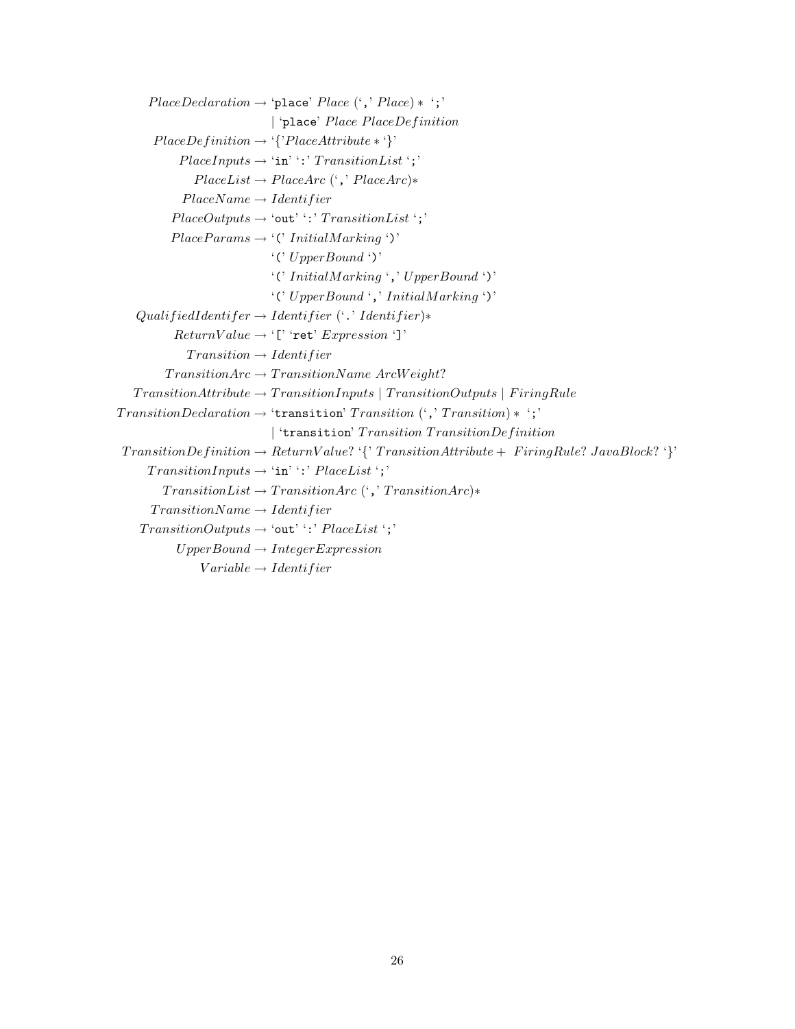$$
\begin{aligned}
\mathit{PlaceDeclaration} &\rightarrow \text{`}\texttt{place}\text{'}\ \mathit{Place}\ (\text{`}\texttt{,}\text{'}\ \mathit{Place})*\ \text{`}\texttt{;}\text{'} \\
&\quad \mid \text{`}\texttt{place}\text{'}\ \mathit{Place}\ \mathit{PlaceDefinition} \\
\mathit{PlaceDefinition} &\rightarrow \text{`\{'}\mathit{PlaceAttribute}*\text{`\}'} \\
\mathit{PlaceInputs} &\rightarrow \text{`}\texttt{in}\text{'}\ \text{`:'}\ \mathit{TransitionList}\ \text{`}\texttt{;}\text{'} \\
\mathit{PlaceList} &\rightarrow \mathit{PlaceArc}\ (\text{`}\texttt{,}\text{'}\ \mathit{PlaceArc})* \\
\mathit{PlaceName} &\rightarrow \mathit{Identifier} \\
\mathit{PlaceOutputs} &\rightarrow \text{`}\texttt{out}\text{'}\ \text{`:'}\ \mathit{TransitionList}\ \text{`}\texttt{;}\text{'} \\
\mathit{PlaceParams} &\rightarrow \text{`}\texttt{(}\text{'}\ \mathit{InitialMarking}\ \text{`}\texttt{)}\text{'} \\
&\quad \text{`}\texttt{(}\text{'}\ \mathit{UpperBound}\ \text{`}\texttt{)}\text{'} \\
&\quad \text{`}\texttt{(}\text{'}\ \mathit{InitialMarking}\ \text{`}\texttt{,}\text{'}\ \mathit{UpperBound}\ \text{`}\texttt{)}\text{'} \\
&\quad \text{`}\texttt{(}\text{'}\ \mathit{UpperBound}\ \text{`}\texttt{,}\text{'}\ \mathit{InitialMarking}\ \text{`}\texttt{)}\text{'} \\
\mathit{QualifiedIdentifer} &\rightarrow \mathit{Identifier}\ (\text{`}\texttt{.}\text{'}\ \mathit{Identifier})* \\
\mathit{ReturnValue} &\rightarrow \text{`}\texttt{[}\text{'}\ \text{`}\texttt{ret}\text{'}\ \mathit{Expression}\ \text{`}\texttt{]}\text{'} \\
\mathit{Transition} &\rightarrow \mathit{Identifier} \\
\mathit{TransitionArc} &\rightarrow \mathit{TransitionName}\ \mathit{ArcWeight}? \\
\mathit{TransitionAttribute} &\rightarrow \mathit{TransitionInputs} \mid \mathit{TransitionOutputs} \mid \mathit{FiringRule} \\
\mathit{TransitionDeclaration} &\rightarrow \text{`}\texttt{transition}\text{'}\ \mathit{Transition}\ (\text{`}\texttt{,}\text{'}\ \mathit{Transition})*\ \text{`}\texttt{;}\text{'} \\
&\quad \mid \text{`}\texttt{transition}\text{'}\ \mathit{Transition}\ \mathit{TransitionDefinition} \\
\mathit{TransitionDefinition} &\rightarrow \mathit{ReturnValue}?\ \text{`\{'}\ \mathit{TransitionAttribute}+\ \ \mathit{FiringRule}?\ \mathit{JavaBlock}?\ \text{`\}'} \\
\mathit{TransitionInputs} &\rightarrow \text{`}\texttt{in}\text{'}\ \text{`:'}\ \mathit{PlaceList}\ \text{`}\texttt{;}\text{'} \\
\mathit{TransitionList} &\rightarrow \mathit{TransitionArc}\ (\text{`}\texttt{,}\text{'}\ \mathit{TransitionArc})* \\
\mathit{TransitionName} &\rightarrow \mathit{Identifier} \\
\mathit{TransitionOutputs} &\rightarrow \text{`}\texttt{out}\text{'}\ \text{`:'}\ \mathit{PlaceList}\ \text{`}\texttt{;}\text{'} \\
\mathit{UpperBound} &\rightarrow \mathit{IntegerExpression} \\
\mathit{Variable} &\rightarrow \mathit{Identifier}
\end{aligned}
$$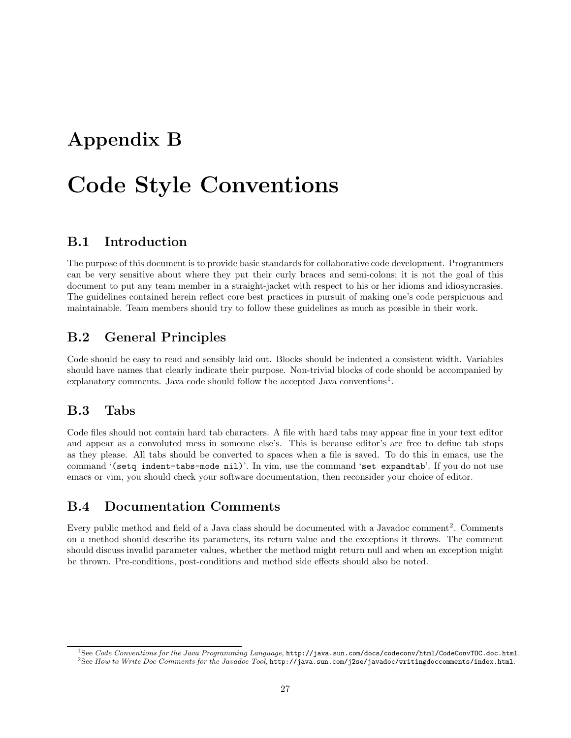# Appendix B

# Code Style Conventions

## B.1 Introduction

The purpose of this document is to provide basic standards for collaborative code development. Programmers can be very sensitive about where they put their curly braces and semi-colons; it is not the goal of this document to put any team member in a straight-jacket with respect to his or her idioms and idiosyncrasies. The guidelines contained herein reflect core best practices in pursuit of making one's code perspicuous and maintainable. Team members should try to follow these guidelines as much as possible in their work.

## B.2 General Principles

Code should be easy to read and sensibly laid out. Blocks should be indented a consistent width. Variables should have names that clearly indicate their purpose. Non-trivial blocks of code should be accompanied by explanatory comments. Java code should follow the accepted Java conventions[1].

## B.3 Tabs

Code files should not contain hard tab characters. A file with hard tabs may appear fine in your text editor and appear as a convoluted mess in someone else's. This is because editor's are free to define tab stops as they please. All tabs should be converted to spaces when a file is saved. To do this in emacs, use the command '`(setq indent-tabs-mode nil)`'. In vim, use the command '`set expandtab`'. If you do not use emacs or vim, you should check your software documentation, then reconsider your choice of editor.

## B.4 Documentation Comments

Every public method and field of a Java class should be documented with a Javadoc comment[2]. Comments on a method should describe its parameters, its return value and the exceptions it throws. The comment should discuss invalid parameter values, whether the method might return null and when an exception might be thrown. Pre-conditions, post-conditions and method side effects should also be noted.

---

[1] See *Code Conventions for the Java Programming Language*, `http://java.sun.com/docs/codeconv/html/CodeConvTOC.doc.html`.

[2] See *How to Write Doc Comments for the Javadoc Tool*, `http://java.sun.com/j2se/javadoc/writingdoccomments/index.html`.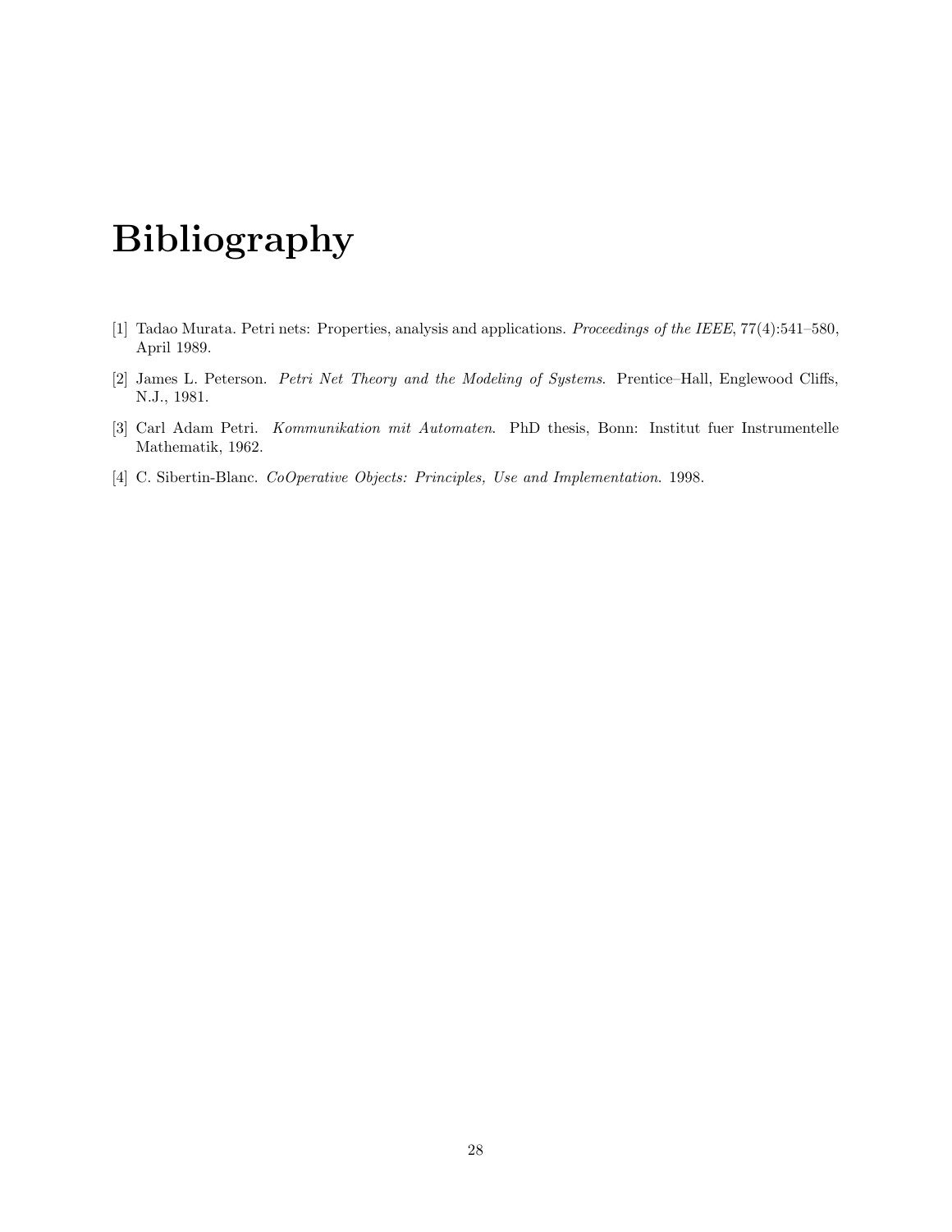# Bibliography

[1] Tadao Murata. Petri nets: Properties, analysis and applications. *Proceedings of the IEEE*, 77(4):541–580, April 1989.

[2] James L. Peterson. *Petri Net Theory and the Modeling of Systems*. Prentice–Hall, Englewood Cliffs, N.J., 1981.

[3] Carl Adam Petri. *Kommunikation mit Automaten*. PhD thesis, Bonn: Institut fuer Instrumentelle Mathematik, 1962.

[4] C. Sibertin-Blanc. *CoOperative Objects: Principles, Use and Implementation*. 1998.